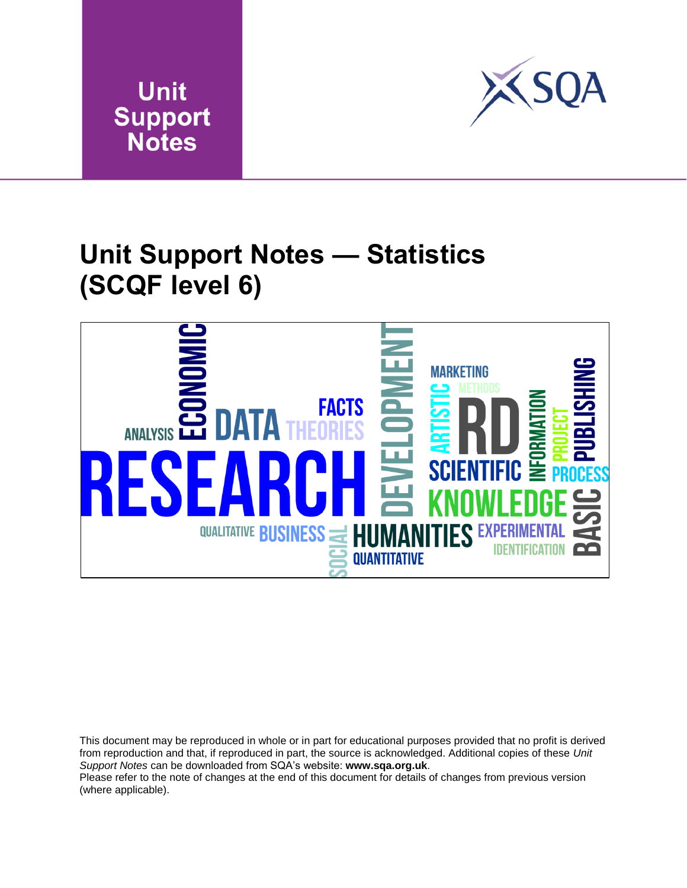Unit Support Notes

# Unit Support Notes — Statistics (SCQF level 6)

This document may be reproduced in whole or in part for educational purposes provided that no profit is derived from reproduction and that, if reproduced in part, the source is acknowledged. Additional copies of these *Unit Support Notes* can be downloaded from SQA's website: **www.sqa.org.uk**.
Please refer to the note of changes at the end of this document for details of changes from previous version (where applicable).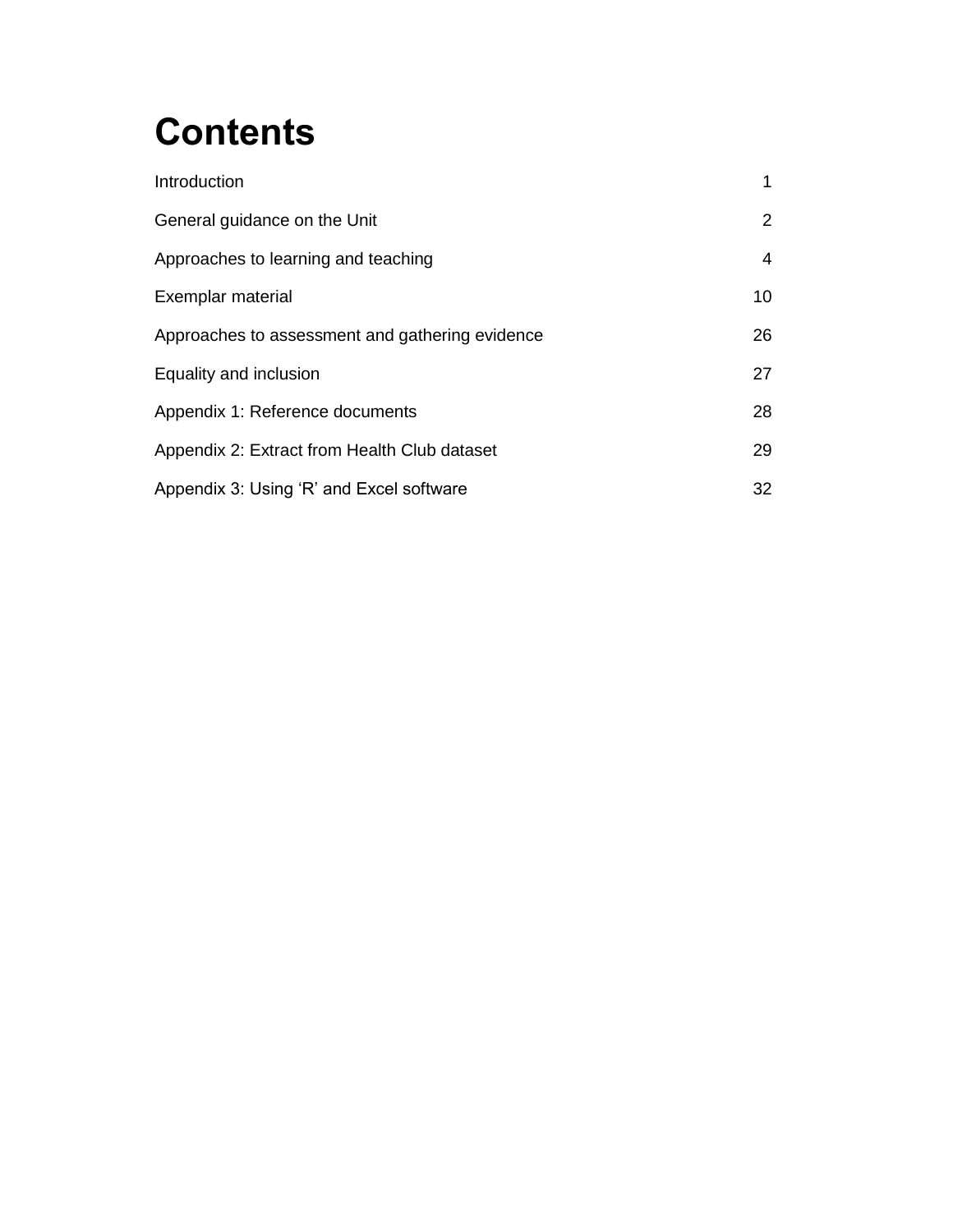# Contents

| | |
|---|---|
| Introduction | 1 |
| General guidance on the Unit | 2 |
| Approaches to learning and teaching | 4 |
| Exemplar material | 10 |
| Approaches to assessment and gathering evidence | 26 |
| Equality and inclusion | 27 |
| Appendix 1: Reference documents | 28 |
| Appendix 2: Extract from Health Club dataset | 29 |
| Appendix 3: Using ‘R’ and Excel software | 32 |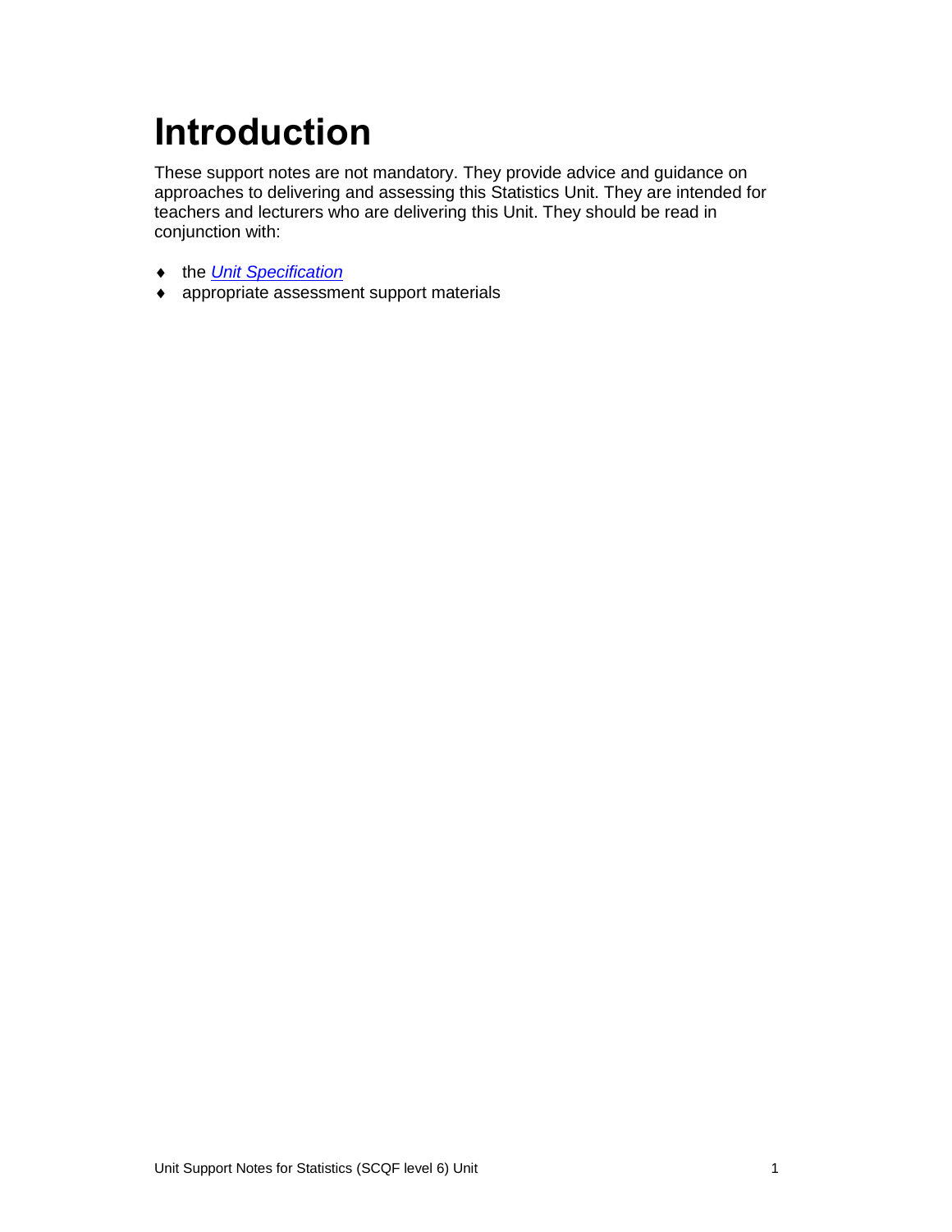# Introduction

These support notes are not mandatory. They provide advice and guidance on approaches to delivering and assessing this Statistics Unit. They are intended for teachers and lecturers who are delivering this Unit. They should be read in conjunction with:

- the *Unit Specification*
- appropriate assessment support materials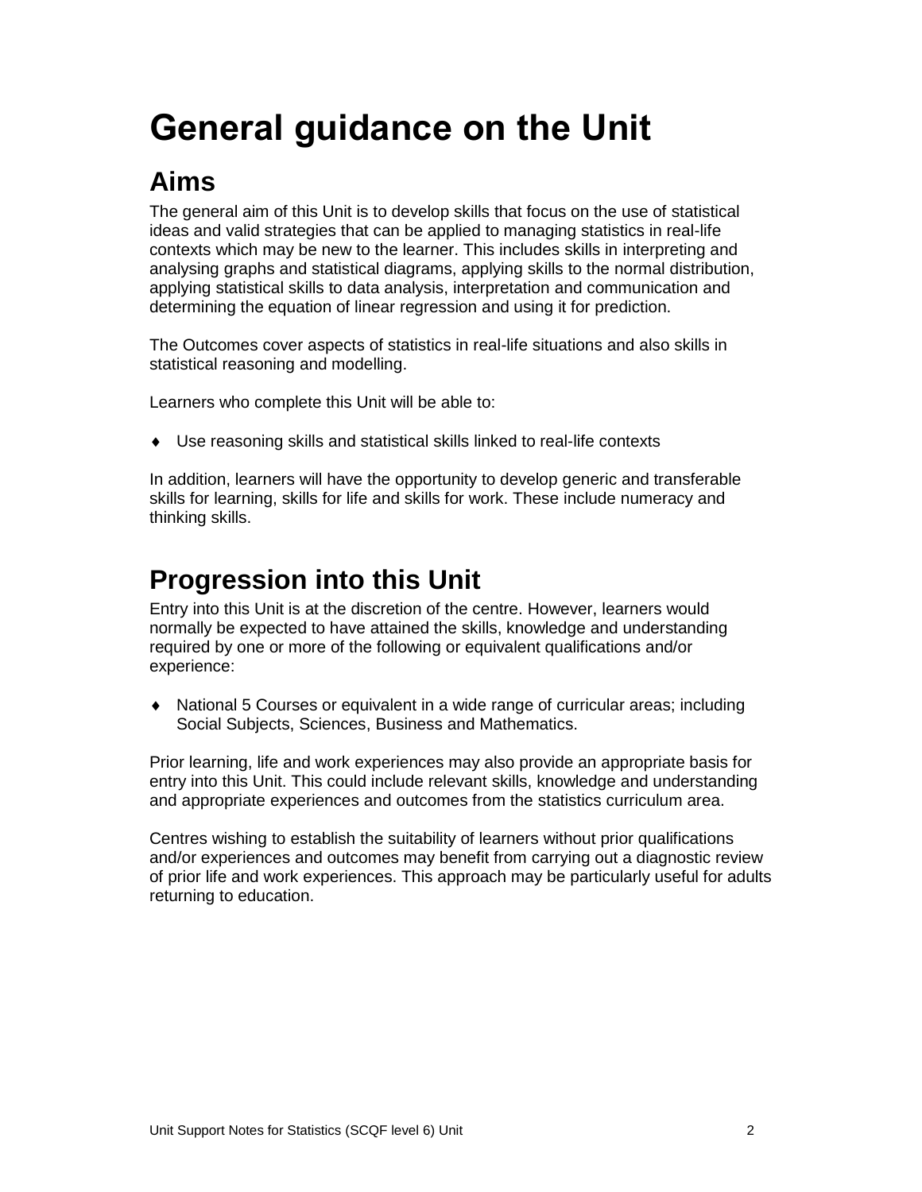# General guidance on the Unit

## Aims

The general aim of this Unit is to develop skills that focus on the use of statistical ideas and valid strategies that can be applied to managing statistics in real-life contexts which may be new to the learner. This includes skills in interpreting and analysing graphs and statistical diagrams, applying skills to the normal distribution, applying statistical skills to data analysis, interpretation and communication and determining the equation of linear regression and using it for prediction.

The Outcomes cover aspects of statistics in real-life situations and also skills in statistical reasoning and modelling.

Learners who complete this Unit will be able to:

- Use reasoning skills and statistical skills linked to real-life contexts

In addition, learners will have the opportunity to develop generic and transferable skills for learning, skills for life and skills for work. These include numeracy and thinking skills.

## Progression into this Unit

Entry into this Unit is at the discretion of the centre. However, learners would normally be expected to have attained the skills, knowledge and understanding required by one or more of the following or equivalent qualifications and/or experience:

- National 5 Courses or equivalent in a wide range of curricular areas; including Social Subjects, Sciences, Business and Mathematics.

Prior learning, life and work experiences may also provide an appropriate basis for entry into this Unit. This could include relevant skills, knowledge and understanding and appropriate experiences and outcomes from the statistics curriculum area.

Centres wishing to establish the suitability of learners without prior qualifications and/or experiences and outcomes may benefit from carrying out a diagnostic review of prior life and work experiences. This approach may be particularly useful for adults returning to education.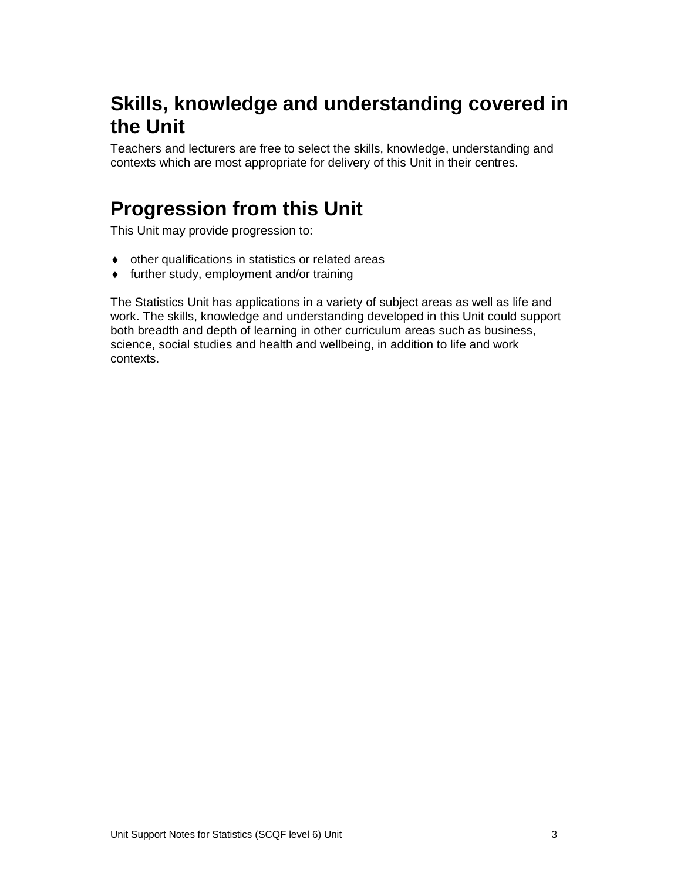## Skills, knowledge and understanding covered in the Unit

Teachers and lecturers are free to select the skills, knowledge, understanding and contexts which are most appropriate for delivery of this Unit in their centres.

## Progression from this Unit

This Unit may provide progression to:

- other qualifications in statistics or related areas
- further study, employment and/or training

The Statistics Unit has applications in a variety of subject areas as well as life and work. The skills, knowledge and understanding developed in this Unit could support both breadth and depth of learning in other curriculum areas such as business, science, social studies and health and wellbeing, in addition to life and work contexts.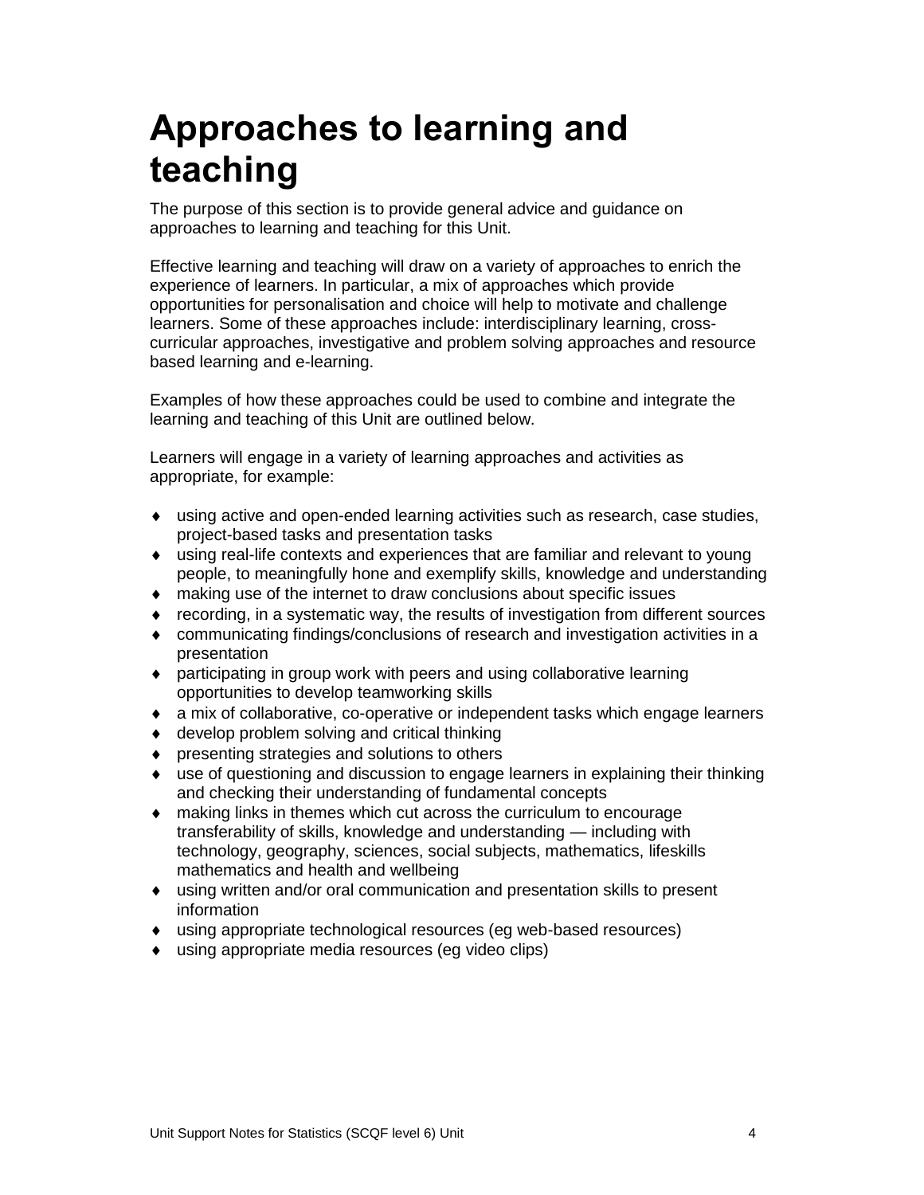# Approaches to learning and teaching

The purpose of this section is to provide general advice and guidance on approaches to learning and teaching for this Unit.

Effective learning and teaching will draw on a variety of approaches to enrich the experience of learners. In particular, a mix of approaches which provide opportunities for personalisation and choice will help to motivate and challenge learners. Some of these approaches include: interdisciplinary learning, cross-curricular approaches, investigative and problem solving approaches and resource based learning and e-learning.

Examples of how these approaches could be used to combine and integrate the learning and teaching of this Unit are outlined below.

Learners will engage in a variety of learning approaches and activities as appropriate, for example:

- using active and open-ended learning activities such as research, case studies, project-based tasks and presentation tasks
- using real-life contexts and experiences that are familiar and relevant to young people, to meaningfully hone and exemplify skills, knowledge and understanding
- making use of the internet to draw conclusions about specific issues
- recording, in a systematic way, the results of investigation from different sources
- communicating findings/conclusions of research and investigation activities in a presentation
- participating in group work with peers and using collaborative learning opportunities to develop teamworking skills
- a mix of collaborative, co-operative or independent tasks which engage learners
- develop problem solving and critical thinking
- presenting strategies and solutions to others
- use of questioning and discussion to engage learners in explaining their thinking and checking their understanding of fundamental concepts
- making links in themes which cut across the curriculum to encourage transferability of skills, knowledge and understanding — including with technology, geography, sciences, social subjects, mathematics, lifeskills mathematics and health and wellbeing
- using written and/or oral communication and presentation skills to present information
- using appropriate technological resources (eg web-based resources)
- using appropriate media resources (eg video clips)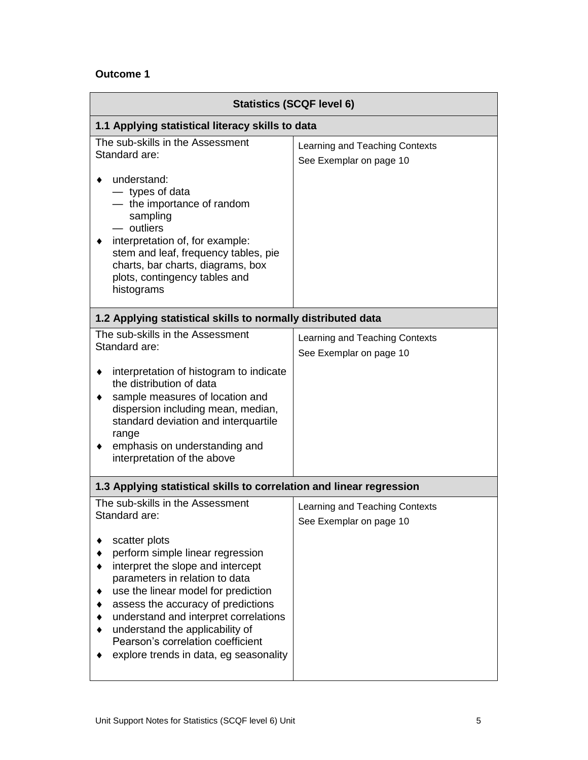**Outcome 1**

| Statistics (SCQF level 6) | |
|---|---|
| **1.1 Applying statistical literacy skills to data** | |
| The sub-skills in the Assessment Standard are:<br><br>♦ understand:<br>— types of data<br>— the importance of random sampling<br>— outliers<br>♦ interpretation of, for example: stem and leaf, frequency tables, pie charts, bar charts, diagrams, box plots, contingency tables and histograms | Learning and Teaching Contexts<br>See Exemplar on page 10 |
| **1.2 Applying statistical skills to normally distributed data** | |
| The sub-skills in the Assessment Standard are:<br><br>♦ interpretation of histogram to indicate the distribution of data<br>♦ sample measures of location and dispersion including mean, median, standard deviation and interquartile range<br>♦ emphasis on understanding and interpretation of the above | Learning and Teaching Contexts<br>See Exemplar on page 10 |
| **1.3 Applying statistical skills to correlation and linear regression** | |
| The sub-skills in the Assessment Standard are:<br><br>♦ scatter plots<br>♦ perform simple linear regression<br>♦ interpret the slope and intercept parameters in relation to data<br>♦ use the linear model for prediction<br>♦ assess the accuracy of predictions<br>♦ understand and interpret correlations<br>♦ understand the applicability of Pearson's correlation coefficient<br>♦ explore trends in data, eg seasonality | Learning and Teaching Contexts<br>See Exemplar on page 10 |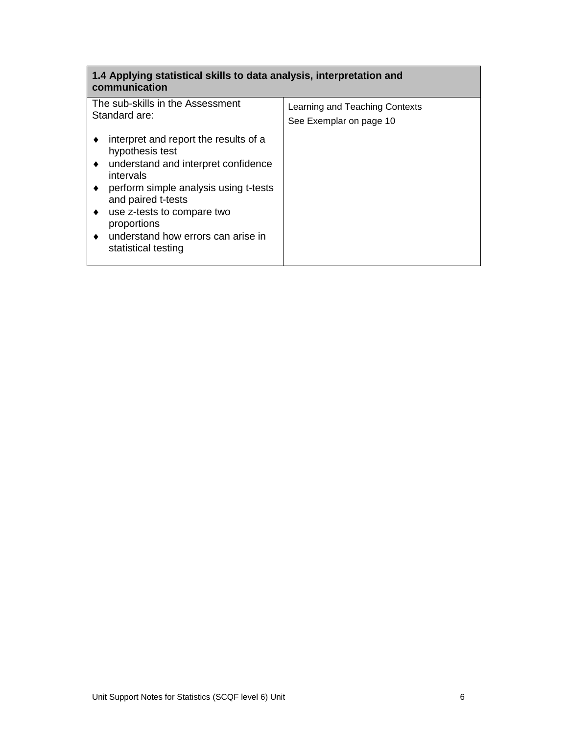| 1.4 Applying statistical skills to data analysis, interpretation and communication | |
|---|---|
| The sub-skills in the Assessment Standard are:<br><br>♦ interpret and report the results of a hypothesis test<br>♦ understand and interpret confidence intervals<br>♦ perform simple analysis using t-tests and paired t-tests<br>♦ use z-tests to compare two proportions<br>♦ understand how errors can arise in statistical testing | Learning and Teaching Contexts<br><br>See Exemplar on page 10 |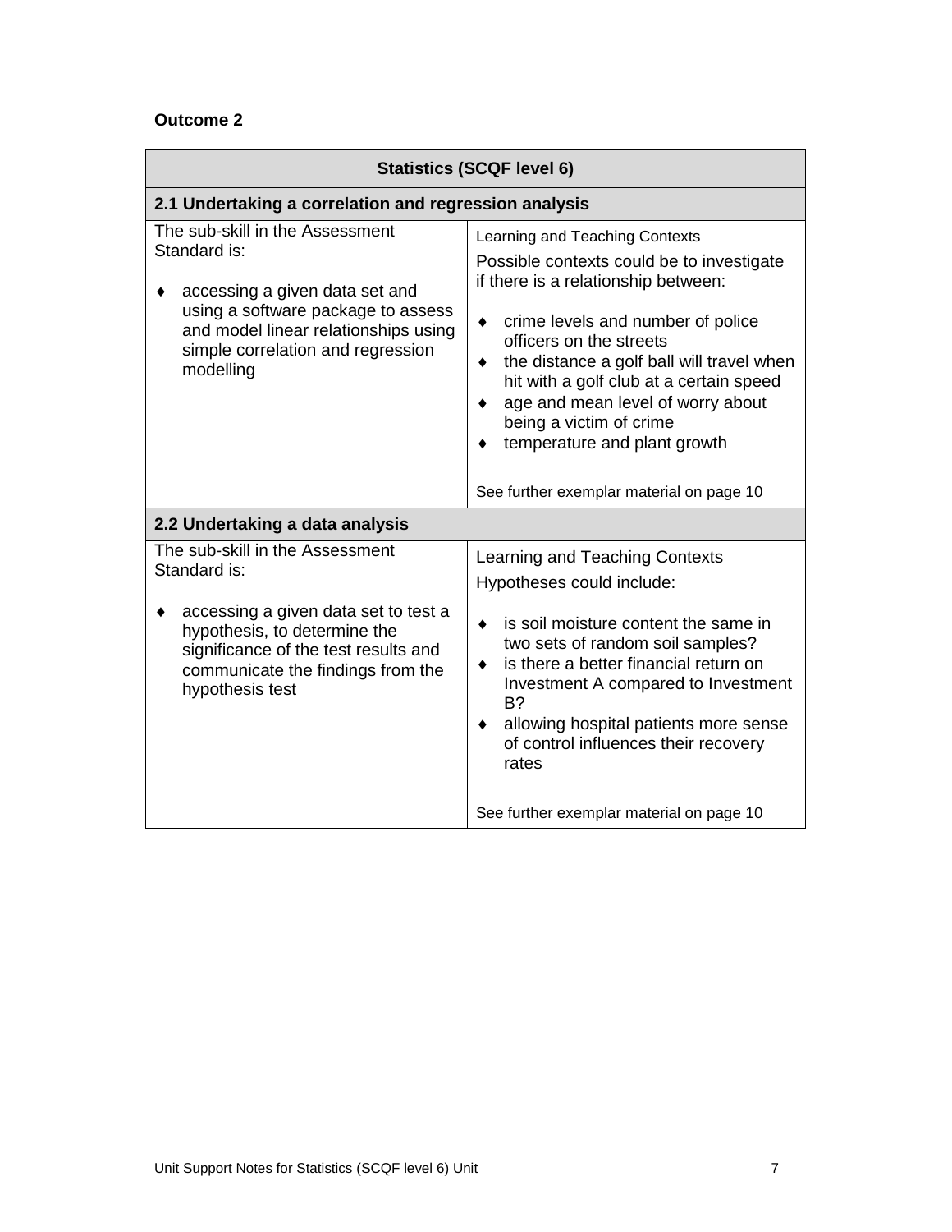**Outcome 2**

| Statistics (SCQF level 6) | |
|---|---|
| **2.1 Undertaking a correlation and regression analysis** | |
| The sub-skill in the Assessment Standard is:<br><br>♦ accessing a given data set and using a software package to assess and model linear relationships using simple correlation and regression modelling | Learning and Teaching Contexts<br><br>Possible contexts could be to investigate if there is a relationship between:<br><br>♦ crime levels and number of police officers on the streets<br>♦ the distance a golf ball will travel when hit with a golf club at a certain speed<br>♦ age and mean level of worry about being a victim of crime<br>♦ temperature and plant growth<br><br>See further exemplar material on page 10 |
| **2.2 Undertaking a data analysis** | |
| The sub-skill in the Assessment Standard is:<br><br>♦ accessing a given data set to test a hypothesis, to determine the significance of the test results and communicate the findings from the hypothesis test | Learning and Teaching Contexts<br><br>Hypotheses could include:<br><br>♦ is soil moisture content the same in two sets of random soil samples?<br>♦ is there a better financial return on Investment A compared to Investment B?<br>♦ allowing hospital patients more sense of control influences their recovery rates<br><br>See further exemplar material on page 10 |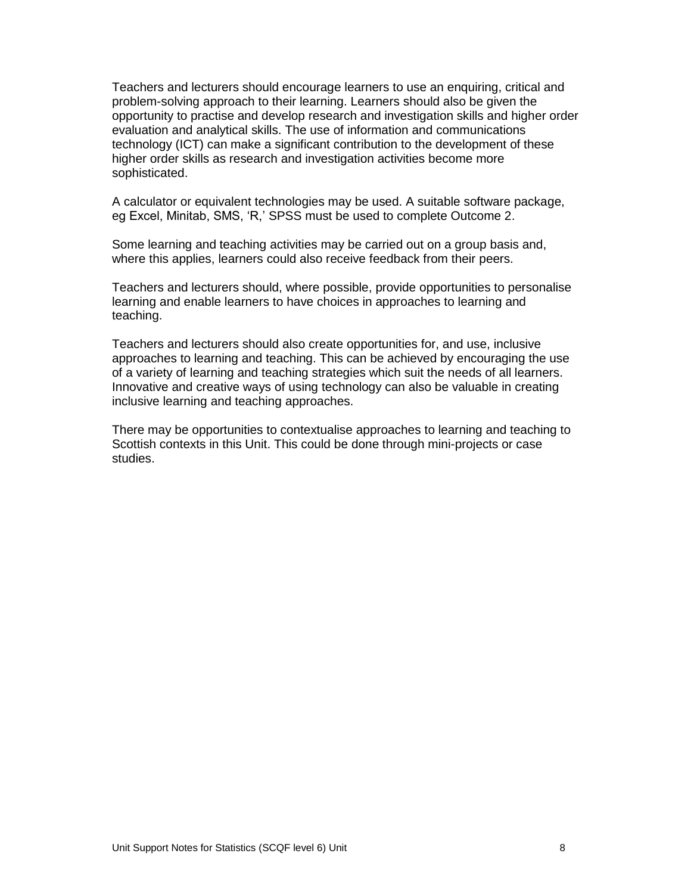Teachers and lecturers should encourage learners to use an enquiring, critical and problem-solving approach to their learning. Learners should also be given the opportunity to practise and develop research and investigation skills and higher order evaluation and analytical skills. The use of information and communications technology (ICT) can make a significant contribution to the development of these higher order skills as research and investigation activities become more sophisticated.

A calculator or equivalent technologies may be used. A suitable software package, eg Excel, Minitab, SMS, 'R,' SPSS must be used to complete Outcome 2.

Some learning and teaching activities may be carried out on a group basis and, where this applies, learners could also receive feedback from their peers.

Teachers and lecturers should, where possible, provide opportunities to personalise learning and enable learners to have choices in approaches to learning and teaching.

Teachers and lecturers should also create opportunities for, and use, inclusive approaches to learning and teaching. This can be achieved by encouraging the use of a variety of learning and teaching strategies which suit the needs of all learners. Innovative and creative ways of using technology can also be valuable in creating inclusive learning and teaching approaches.

There may be opportunities to contextualise approaches to learning and teaching to Scottish contexts in this Unit. This could be done through mini-projects or case studies.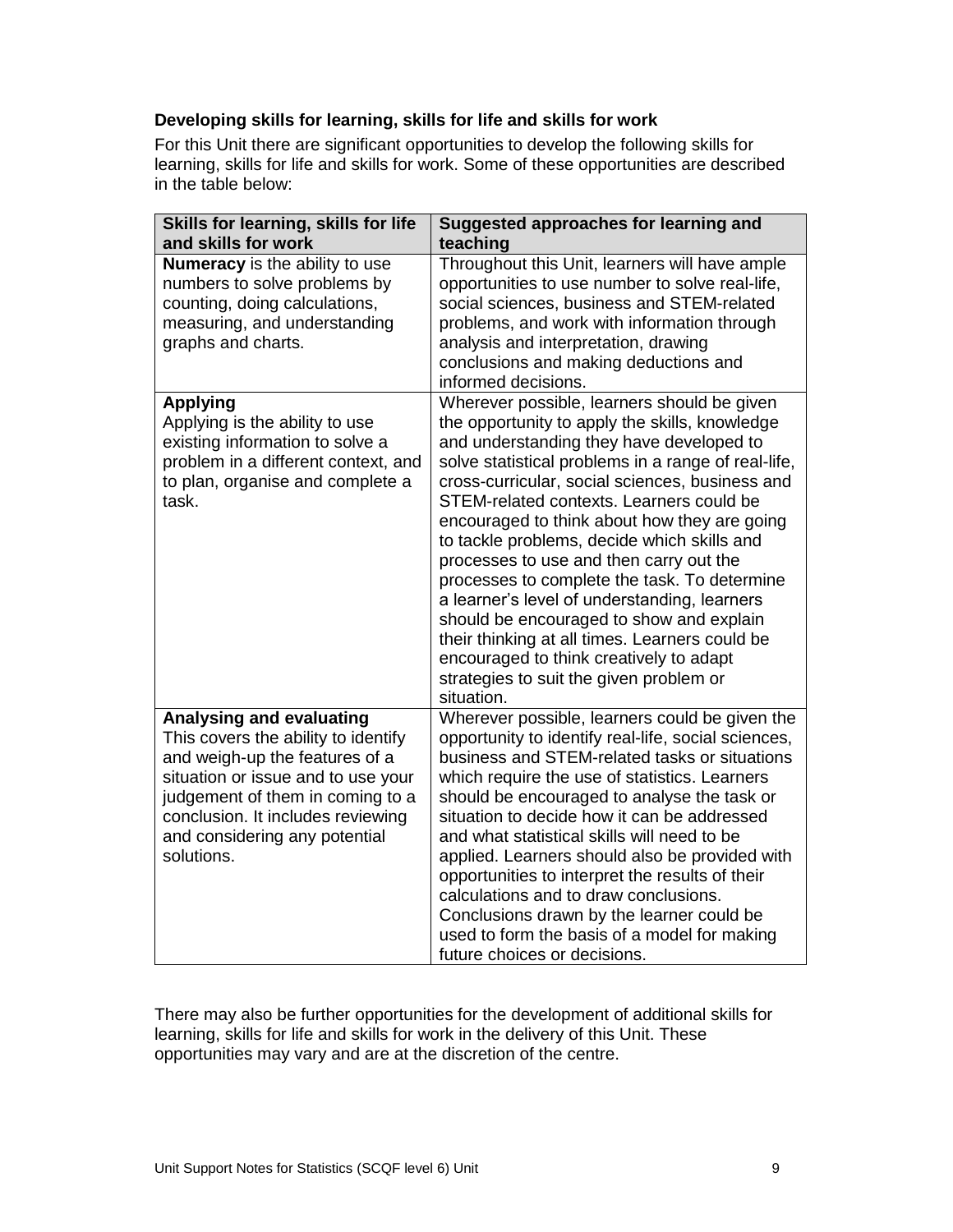### Developing skills for learning, skills for life and skills for work

For this Unit there are significant opportunities to develop the following skills for learning, skills for life and skills for work. Some of these opportunities are described in the table below:

| Skills for learning, skills for life and skills for work | Suggested approaches for learning and teaching |
|---|---|
| **Numeracy** is the ability to use numbers to solve problems by counting, doing calculations, measuring, and understanding graphs and charts. | Throughout this Unit, learners will have ample opportunities to use number to solve real-life, social sciences, business and STEM-related problems, and work with information through analysis and interpretation, drawing conclusions and making deductions and informed decisions. |
| **Applying**<br>Applying is the ability to use existing information to solve a problem in a different context, and to plan, organise and complete a task. | Wherever possible, learners should be given the opportunity to apply the skills, knowledge and understanding they have developed to solve statistical problems in a range of real-life, cross-curricular, social sciences, business and STEM-related contexts. Learners could be encouraged to think about how they are going to tackle problems, decide which skills and processes to use and then carry out the processes to complete the task. To determine a learner's level of understanding, learners should be encouraged to show and explain their thinking at all times. Learners could be encouraged to think creatively to adapt strategies to suit the given problem or situation. |
| **Analysing and evaluating**<br>This covers the ability to identify and weigh-up the features of a situation or issue and to use your judgement of them in coming to a conclusion. It includes reviewing and considering any potential solutions. | Wherever possible, learners could be given the opportunity to identify real-life, social sciences, business and STEM-related tasks or situations which require the use of statistics. Learners should be encouraged to analyse the task or situation to decide how it can be addressed and what statistical skills will need to be applied. Learners should also be provided with opportunities to interpret the results of their calculations and to draw conclusions. Conclusions drawn by the learner could be used to form the basis of a model for making future choices or decisions. |

There may also be further opportunities for the development of additional skills for learning, skills for life and skills for work in the delivery of this Unit. These opportunities may vary and are at the discretion of the centre.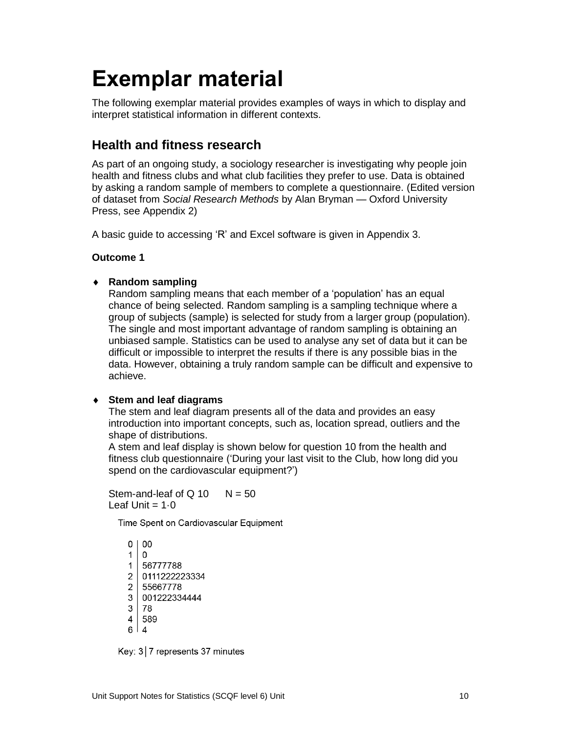# Exemplar material

The following exemplar material provides examples of ways in which to display and interpret statistical information in different contexts.

## Health and fitness research

As part of an ongoing study, a sociology researcher is investigating why people join health and fitness clubs and what club facilities they prefer to use. Data is obtained by asking a random sample of members to complete a questionnaire. (Edited version of dataset from *Social Research Methods* by Alan Bryman — Oxford University Press, see Appendix 2)

A basic guide to accessing 'R' and Excel software is given in Appendix 3.

**Outcome 1**

- **Random sampling**
  Random sampling means that each member of a 'population' has an equal chance of being selected. Random sampling is a sampling technique where a group of subjects (sample) is selected for study from a larger group (population). The single and most important advantage of random sampling is obtaining an unbiased sample. Statistics can be used to analyse any set of data but it can be difficult or impossible to interpret the results if there is any possible bias in the data. However, obtaining a truly random sample can be difficult and expensive to achieve.

- **Stem and leaf diagrams**
  The stem and leaf diagram presents all of the data and provides an easy introduction into important concepts, such as, location spread, outliers and the shape of distributions.
  A stem and leaf display is shown below for question 10 from the health and fitness club questionnaire ('During your last visit to the Club, how long did you spend on the cardiovascular equipment?')

  Stem-and-leaf of Q 10 N = 50
  Leaf Unit = 1·0

  Time Spent on Cardiovascular Equipment

```
0 | 00
1 | 0
1 | 56777788
2 | 0111222223334
2 | 55667778
3 | 001222334444
3 | 78
4 | 589
6 | 4
```

  Key: 3 | 7 represents 37 minutes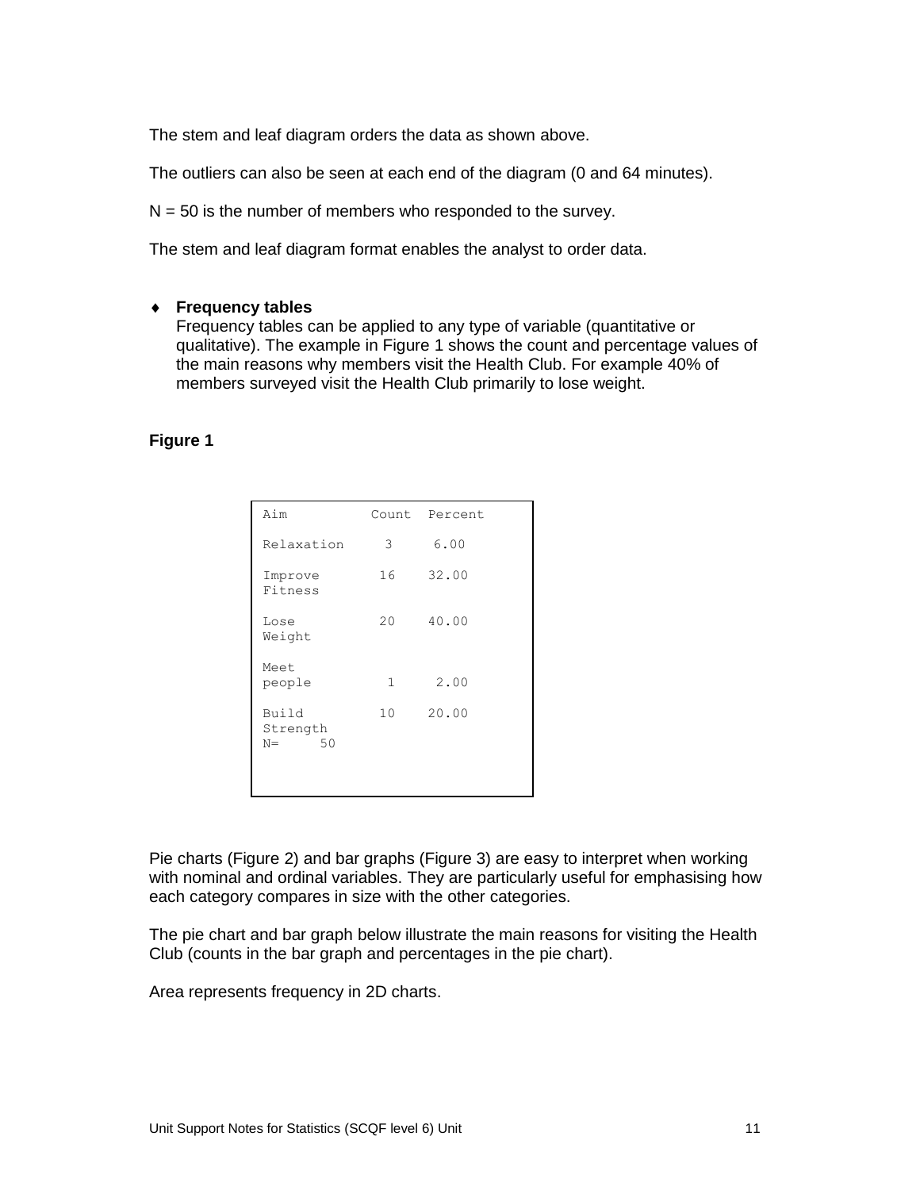The stem and leaf diagram orders the data as shown above.

The outliers can also be seen at each end of the diagram (0 and 64 minutes).

N = 50 is the number of members who responded to the survey.

The stem and leaf diagram format enables the analyst to order data.

- **Frequency tables**
  Frequency tables can be applied to any type of variable (quantitative or qualitative). The example in Figure 1 shows the count and percentage values of the main reasons why members visit the Health Club. For example 40% of members surveyed visit the Health Club primarily to lose weight.

**Figure 1**

| Aim | Count | Percent |
| --- | --- | --- |
| Relaxation | 3 | 6.00 |
| Improve Fitness | 16 | 32.00 |
| Lose Weight | 20 | 40.00 |
| Meet people | 1 | 2.00 |
| Build Strength | 10 | 20.00 |
| N= 50 | | |

Pie charts (Figure 2) and bar graphs (Figure 3) are easy to interpret when working with nominal and ordinal variables. They are particularly useful for emphasising how each category compares in size with the other categories.

The pie chart and bar graph below illustrate the main reasons for visiting the Health Club (counts in the bar graph and percentages in the pie chart).

Area represents frequency in 2D charts.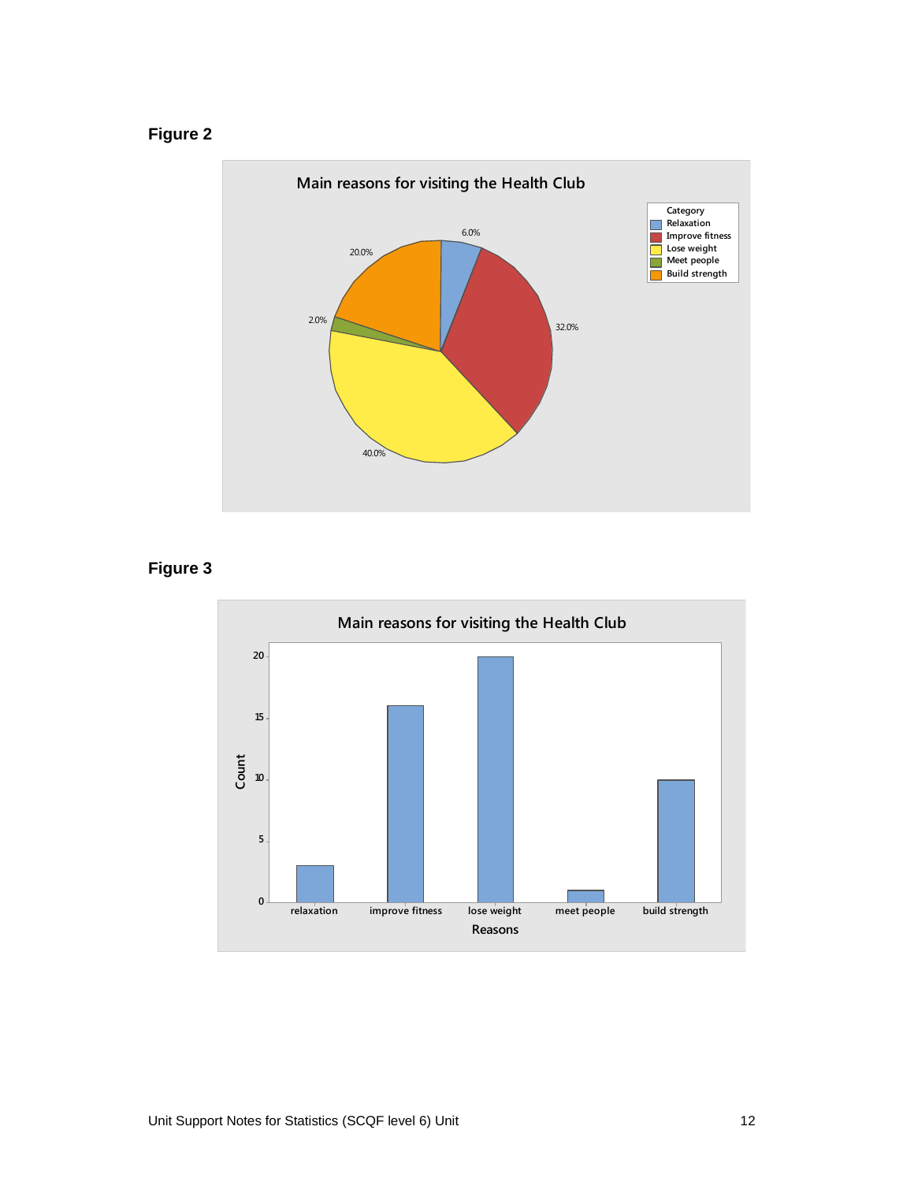**Figure 2**

Main reasons for visiting the Health Club

Category
Relaxation
Improve fitness
Lose weight
Meet people
Build strength

6.0%
32.0%
40.0%
2.0%
20.0%

**Figure 3**

Main reasons for visiting the Health Club

Count

0
5
10
15
20

relaxation
improve fitness
lose weight
meet people
build strength

Reasons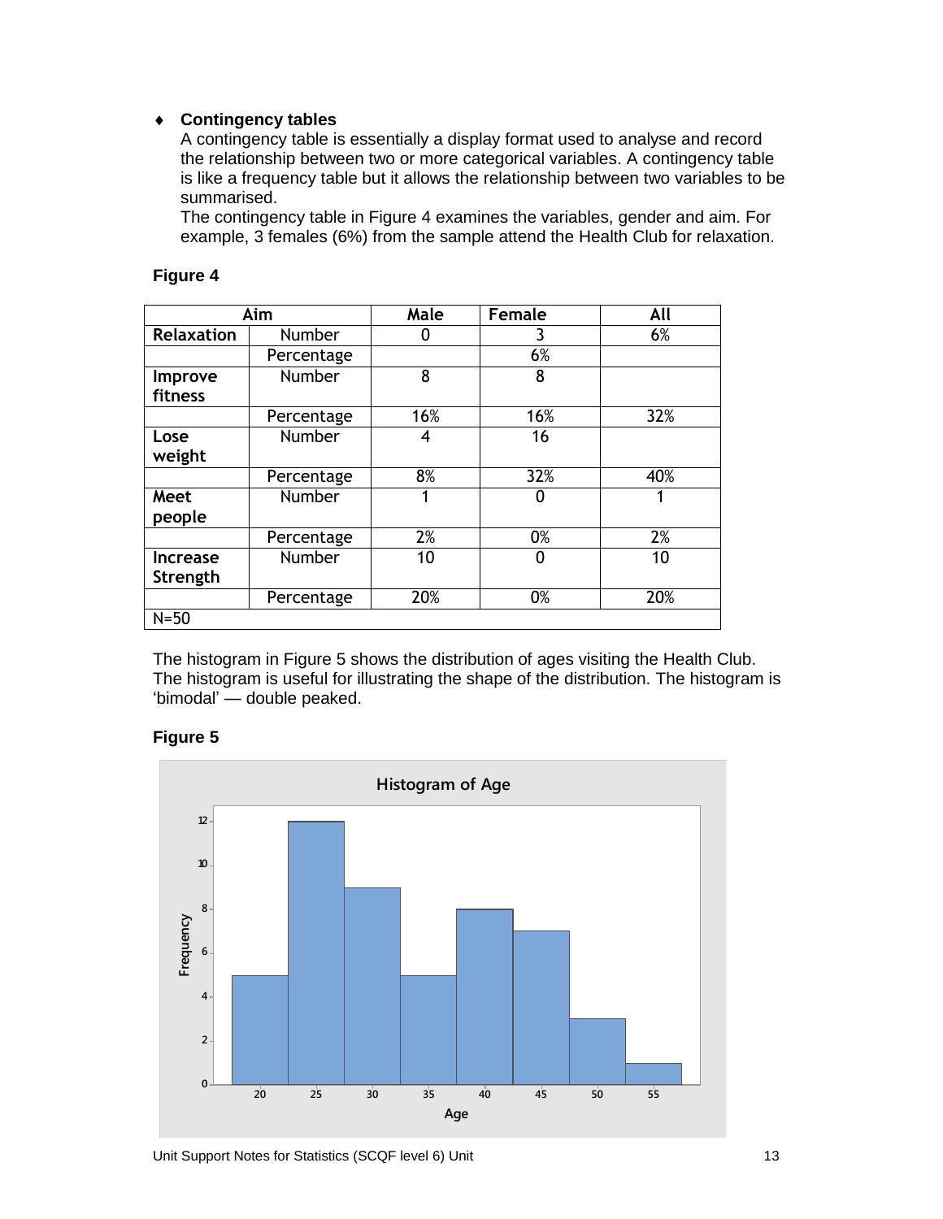- **Contingency tables**

  A contingency table is essentially a display format used to analyse and record the relationship between two or more categorical variables. A contingency table is like a frequency table but it allows the relationship between two variables to be summarised.

  The contingency table in Figure 4 examines the variables, gender and aim. For example, 3 females (6%) from the sample attend the Health Club for relaxation.

**Figure 4**

| Aim | | Male | Female | All |
|---|---|---|---|---|
| **Relaxation** | Number | 0 | 3 | 6% |
| | Percentage | | 6% | |
| **Improve fitness** | Number | 8 | 8 | |
| | Percentage | 16% | 16% | 32% |
| **Lose weight** | Number | 4 | 16 | |
| | Percentage | 8% | 32% | 40% |
| **Meet people** | Number | 1 | 0 | 1 |
| | Percentage | 2% | 0% | 2% |
| **Increase Strength** | Number | 10 | 0 | 10 |
| | Percentage | 20% | 0% | 20% |
| N=50 | | | | |

The histogram in Figure 5 shows the distribution of ages visiting the Health Club. The histogram is useful for illustrating the shape of the distribution. The histogram is 'bimodal' — double peaked.

**Figure 5**

Histogram of Age

Frequency

0
2
4
6
8
10
12

20
25
30
35
40
45
50
55

Age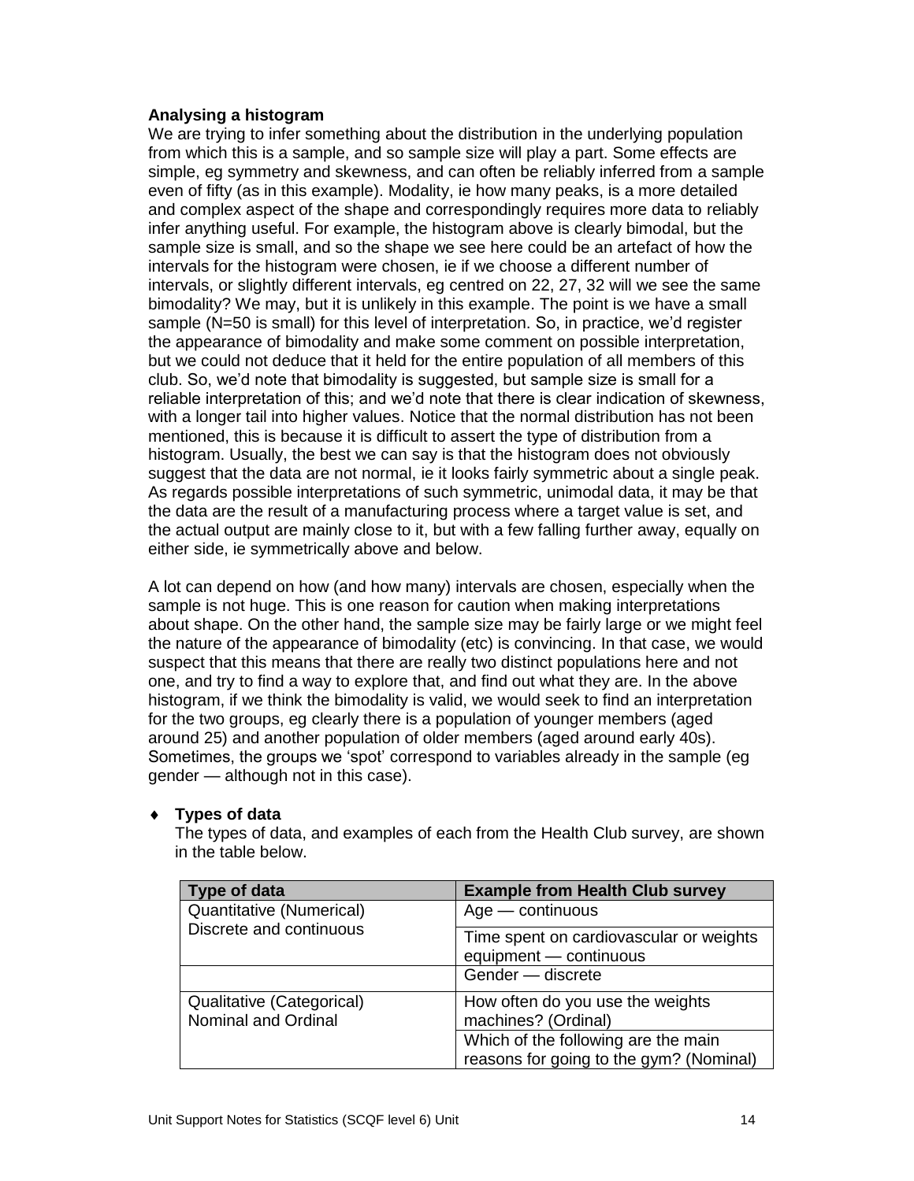**Analysing a histogram**

We are trying to infer something about the distribution in the underlying population from which this is a sample, and so sample size will play a part. Some effects are simple, eg symmetry and skewness, and can often be reliably inferred from a sample even of fifty (as in this example). Modality, ie how many peaks, is a more detailed and complex aspect of the shape and correspondingly requires more data to reliably infer anything useful. For example, the histogram above is clearly bimodal, but the sample size is small, and so the shape we see here could be an artefact of how the intervals for the histogram were chosen, ie if we choose a different number of intervals, or slightly different intervals, eg centred on 22, 27, 32 will we see the same bimodality? We may, but it is unlikely in this example. The point is we have a small sample (N=50 is small) for this level of interpretation. So, in practice, we'd register the appearance of bimodality and make some comment on possible interpretation, but we could not deduce that it held for the entire population of all members of this club. So, we'd note that bimodality is suggested, but sample size is small for a reliable interpretation of this; and we'd note that there is clear indication of skewness, with a longer tail into higher values. Notice that the normal distribution has not been mentioned, this is because it is difficult to assert the type of distribution from a histogram. Usually, the best we can say is that the histogram does not obviously suggest that the data are not normal, ie it looks fairly symmetric about a single peak. As regards possible interpretations of such symmetric, unimodal data, it may be that the data are the result of a manufacturing process where a target value is set, and the actual output are mainly close to it, but with a few falling further away, equally on either side, ie symmetrically above and below.

A lot can depend on how (and how many) intervals are chosen, especially when the sample is not huge. This is one reason for caution when making interpretations about shape. On the other hand, the sample size may be fairly large or we might feel the nature of the appearance of bimodality (etc) is convincing. In that case, we would suspect that this means that there are really two distinct populations here and not one, and try to find a way to explore that, and find out what they are. In the above histogram, if we think the bimodality is valid, we would seek to find an interpretation for the two groups, eg clearly there is a population of younger members (aged around 25) and another population of older members (aged around early 40s). Sometimes, the groups we 'spot' correspond to variables already in the sample (eg gender — although not in this case).

- **Types of data**

  The types of data, and examples of each from the Health Club survey, are shown in the table below.

| Type of data | Example from Health Club survey |
|---|---|
| Quantitative (Numerical) Discrete and continuous | Age — continuous |
| | Time spent on cardiovascular or weights equipment — continuous |
| | Gender — discrete |
| Qualitative (Categorical) Nominal and Ordinal | How often do you use the weights machines? (Ordinal) |
| | Which of the following are the main reasons for going to the gym? (Nominal) |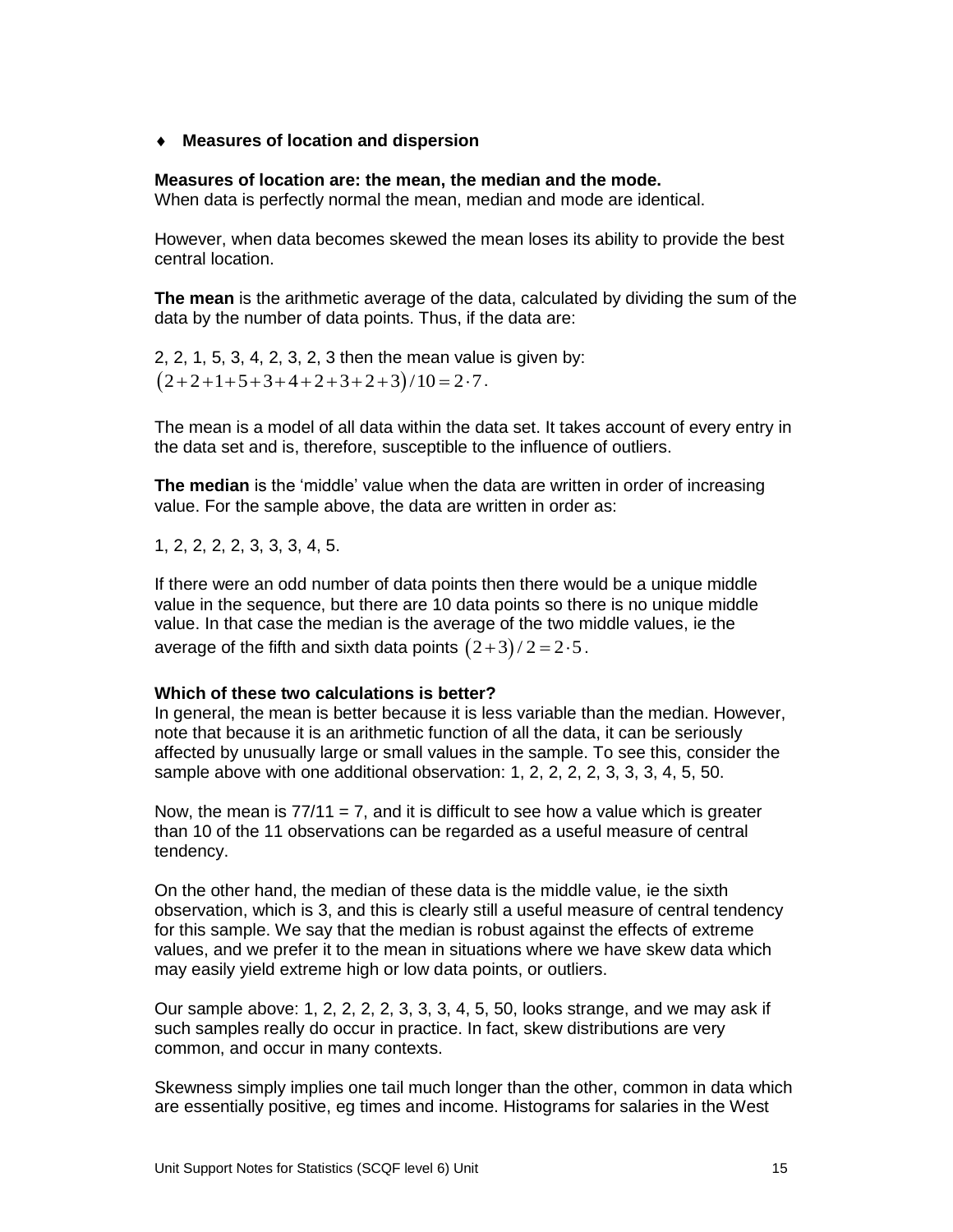- **Measures of location and dispersion**

**Measures of location are: the mean, the median and the mode.**
When data is perfectly normal the mean, median and mode are identical.

However, when data becomes skewed the mean loses its ability to provide the best central location.

**The mean** is the arithmetic average of the data, calculated by dividing the sum of the data by the number of data points. Thus, if the data are:

2, 2, 1, 5, 3, 4, 2, 3, 2, 3 then the mean value is given by:
$(2+2+1+5+3+4+2+3+2+3)/10 = 2 \cdot 7$.

The mean is a model of all data within the data set. It takes account of every entry in the data set and is, therefore, susceptible to the influence of outliers.

**The median** is the 'middle' value when the data are written in order of increasing value. For the sample above, the data are written in order as:

1, 2, 2, 2, 2, 3, 3, 3, 4, 5.

If there were an odd number of data points then there would be a unique middle value in the sequence, but there are 10 data points so there is no unique middle value. In that case the median is the average of the two middle values, ie the average of the fifth and sixth data points $(2+3)/2 = 2 \cdot 5$.

**Which of these two calculations is better?**
In general, the mean is better because it is less variable than the median. However, note that because it is an arithmetic function of all the data, it can be seriously affected by unusually large or small values in the sample. To see this, consider the sample above with one additional observation: 1, 2, 2, 2, 2, 3, 3, 3, 4, 5, 50.

Now, the mean is 77/11 = 7, and it is difficult to see how a value which is greater than 10 of the 11 observations can be regarded as a useful measure of central tendency.

On the other hand, the median of these data is the middle value, ie the sixth observation, which is 3, and this is clearly still a useful measure of central tendency for this sample. We say that the median is robust against the effects of extreme values, and we prefer it to the mean in situations where we have skew data which may easily yield extreme high or low data points, or outliers.

Our sample above: 1, 2, 2, 2, 2, 3, 3, 3, 4, 5, 50, looks strange, and we may ask if such samples really do occur in practice. In fact, skew distributions are very common, and occur in many contexts.

Skewness simply implies one tail much longer than the other, common in data which are essentially positive, eg times and income. Histograms for salaries in the West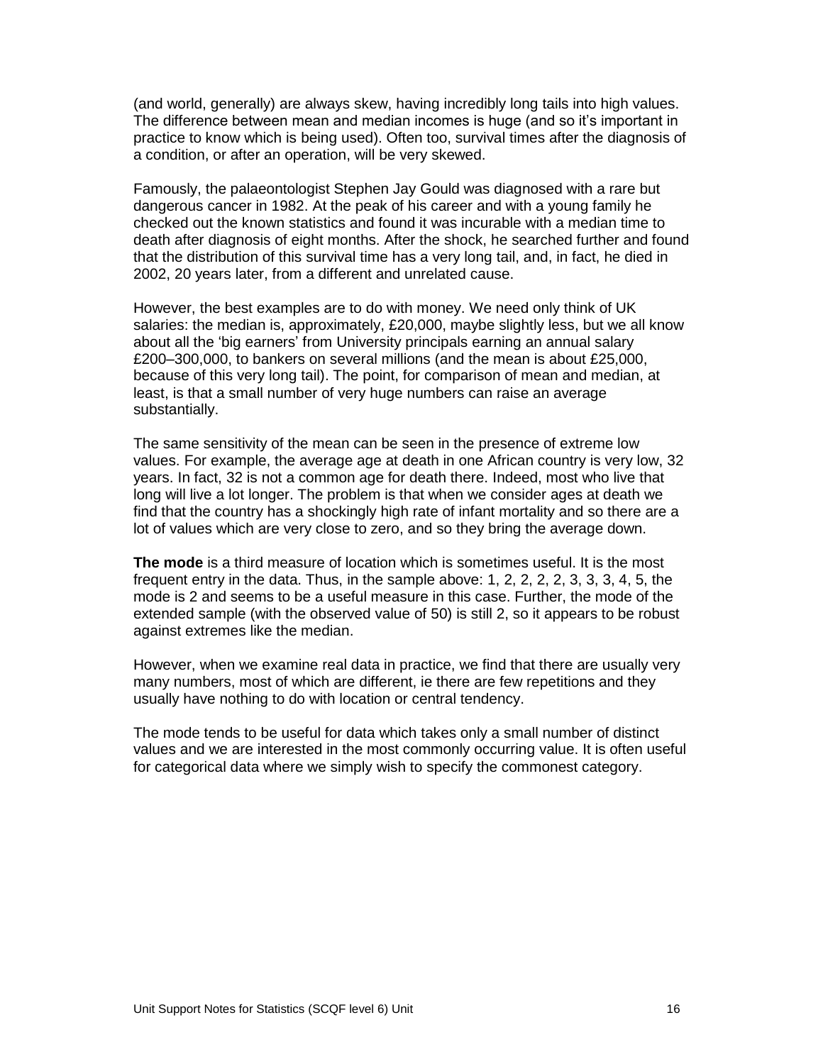(and world, generally) are always skew, having incredibly long tails into high values. The difference between mean and median incomes is huge (and so it's important in practice to know which is being used). Often too, survival times after the diagnosis of a condition, or after an operation, will be very skewed.

Famously, the palaeontologist Stephen Jay Gould was diagnosed with a rare but dangerous cancer in 1982. At the peak of his career and with a young family he checked out the known statistics and found it was incurable with a median time to death after diagnosis of eight months. After the shock, he searched further and found that the distribution of this survival time has a very long tail, and, in fact, he died in 2002, 20 years later, from a different and unrelated cause.

However, the best examples are to do with money. We need only think of UK salaries: the median is, approximately, £20,000, maybe slightly less, but we all know about all the 'big earners' from University principals earning an annual salary £200–300,000, to bankers on several millions (and the mean is about £25,000, because of this very long tail). The point, for comparison of mean and median, at least, is that a small number of very huge numbers can raise an average substantially.

The same sensitivity of the mean can be seen in the presence of extreme low values. For example, the average age at death in one African country is very low, 32 years. In fact, 32 is not a common age for death there. Indeed, most who live that long will live a lot longer. The problem is that when we consider ages at death we find that the country has a shockingly high rate of infant mortality and so there are a lot of values which are very close to zero, and so they bring the average down.

**The mode** is a third measure of location which is sometimes useful. It is the most frequent entry in the data. Thus, in the sample above: 1, 2, 2, 2, 2, 3, 3, 3, 4, 5, the mode is 2 and seems to be a useful measure in this case. Further, the mode of the extended sample (with the observed value of 50) is still 2, so it appears to be robust against extremes like the median.

However, when we examine real data in practice, we find that there are usually very many numbers, most of which are different, ie there are few repetitions and they usually have nothing to do with location or central tendency.

The mode tends to be useful for data which takes only a small number of distinct values and we are interested in the most commonly occurring value. It is often useful for categorical data where we simply wish to specify the commonest category.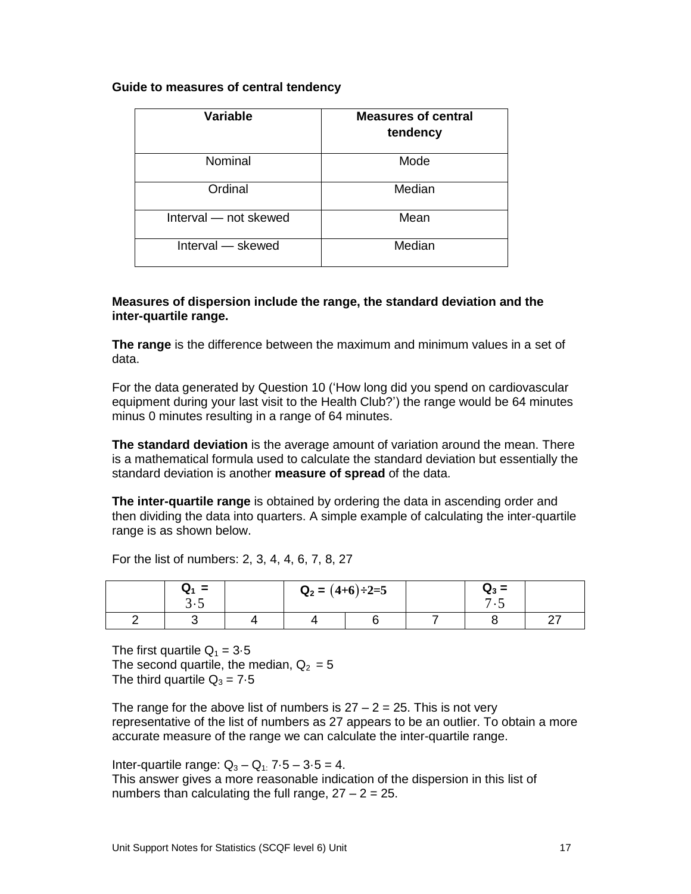**Guide to measures of central tendency**

| Variable | Measures of central tendency |
|---|---|
| Nominal | Mode |
| Ordinal | Median |
| Interval — not skewed | Mean |
| Interval — skewed | Median |

**Measures of dispersion include the range, the standard deviation and the inter-quartile range.**

**The range** is the difference between the maximum and minimum values in a set of data.

For the data generated by Question 10 ('How long did you spend on cardiovascular equipment during your last visit to the Health Club?') the range would be 64 minutes minus 0 minutes resulting in a range of 64 minutes.

**The standard deviation** is the average amount of variation around the mean. There is a mathematical formula used to calculate the standard deviation but essentially the standard deviation is another **measure of spread** of the data.

**The inter-quartile range** is obtained by ordering the data in ascending order and then dividing the data into quarters. A simple example of calculating the inter-quartile range is as shown below.

For the list of numbers: 2, 3, 4, 4, 6, 7, 8, 27

| | $Q_1$ = 3·5 | | $Q_2 = (4+6)\div 2 = 5$ | | | $Q_3$ = 7·5 | |
|---|---|---|---|---|---|---|---|
| 2 | 3 | 4 | 4 | 6 | 7 | 8 | 27 |

The first quartile $Q_1$ = 3·5
The second quartile, the median, $Q_2$ = 5
The third quartile $Q_3$ = 7·5

The range for the above list of numbers is 27 – 2 = 25. This is not very representative of the list of numbers as 27 appears to be an outlier. To obtain a more accurate measure of the range we can calculate the inter-quartile range.

Inter-quartile range: $Q_3 - Q_1$: 7·5 – 3·5 = 4.
This answer gives a more reasonable indication of the dispersion in this list of numbers than calculating the full range, 27 – 2 = 25.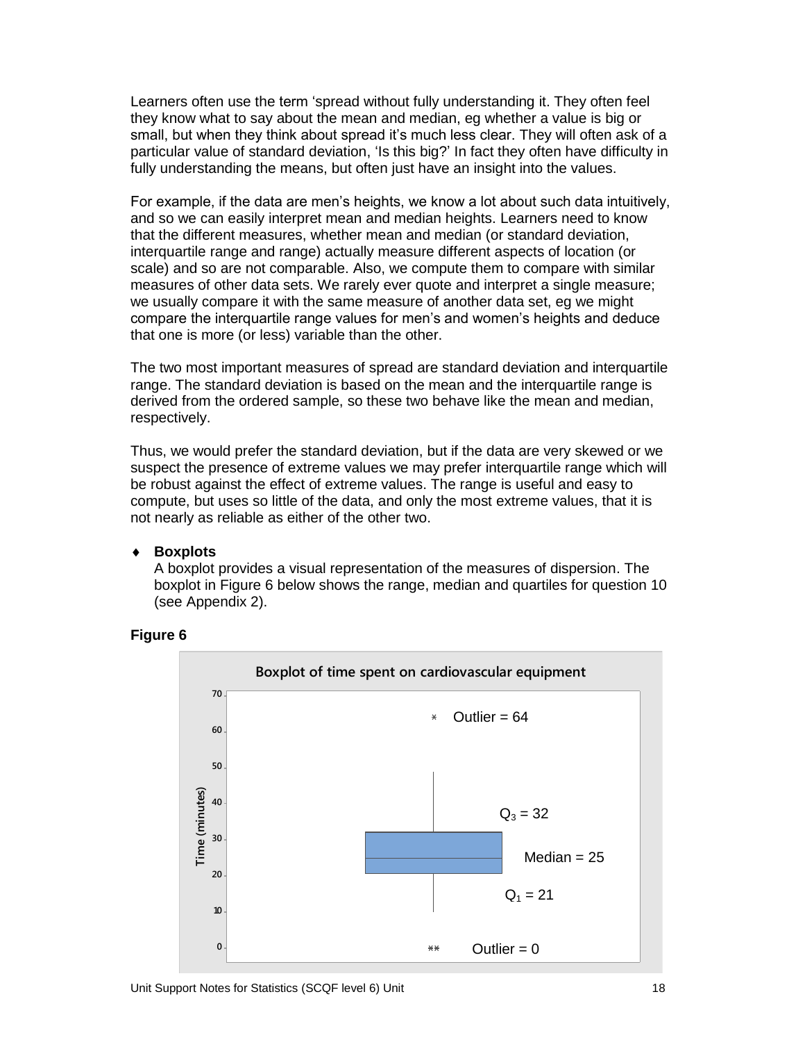Learners often use the term 'spread without fully understanding it. They often feel they know what to say about the mean and median, eg whether a value is big or small, but when they think about spread it's much less clear. They will often ask of a particular value of standard deviation, 'Is this big?' In fact they often have difficulty in fully understanding the means, but often just have an insight into the values.

For example, if the data are men's heights, we know a lot about such data intuitively, and so we can easily interpret mean and median heights. Learners need to know that the different measures, whether mean and median (or standard deviation, interquartile range and range) actually measure different aspects of location (or scale) and so are not comparable. Also, we compute them to compare with similar measures of other data sets. We rarely ever quote and interpret a single measure; we usually compare it with the same measure of another data set, eg we might compare the interquartile range values for men's and women's heights and deduce that one is more (or less) variable than the other.

The two most important measures of spread are standard deviation and interquartile range. The standard deviation is based on the mean and the interquartile range is derived from the ordered sample, so these two behave like the mean and median, respectively.

Thus, we would prefer the standard deviation, but if the data are very skewed or we suspect the presence of extreme values we may prefer interquartile range which will be robust against the effect of extreme values. The range is useful and easy to compute, but uses so little of the data, and only the most extreme values, that it is not nearly as reliable as either of the other two.

- **Boxplots**

  A boxplot provides a visual representation of the measures of dispersion. The boxplot in Figure 6 below shows the range, median and quartiles for question 10 (see Appendix 2).

**Figure 6**

Boxplot of time spent on cardiovascular equipment

Time (minutes)

70

60

50

40

30

20

10

0

Outlier = 64

$Q_3 = 32$

Median = 25

$Q_1 = 21$

Outlier = 0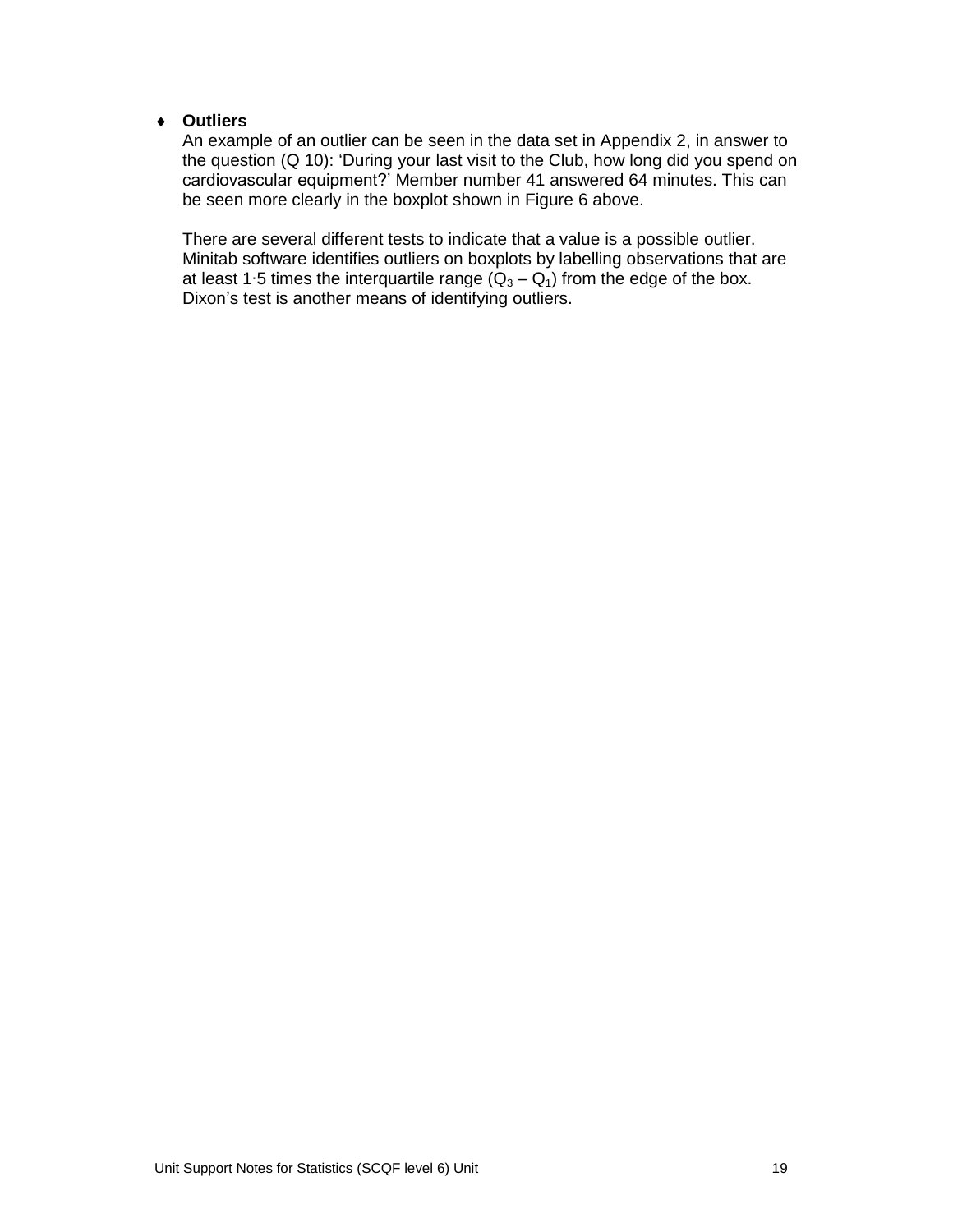- **Outliers**

  An example of an outlier can be seen in the data set in Appendix 2, in answer to the question (Q 10): ‘During your last visit to the Club, how long did you spend on cardiovascular equipment?’ Member number 41 answered 64 minutes. This can be seen more clearly in the boxplot shown in Figure 6 above.

  There are several different tests to indicate that a value is a possible outlier. Minitab software identifies outliers on boxplots by labelling observations that are at least 1·5 times the interquartile range ($Q_3 – Q_1$) from the edge of the box. Dixon’s test is another means of identifying outliers.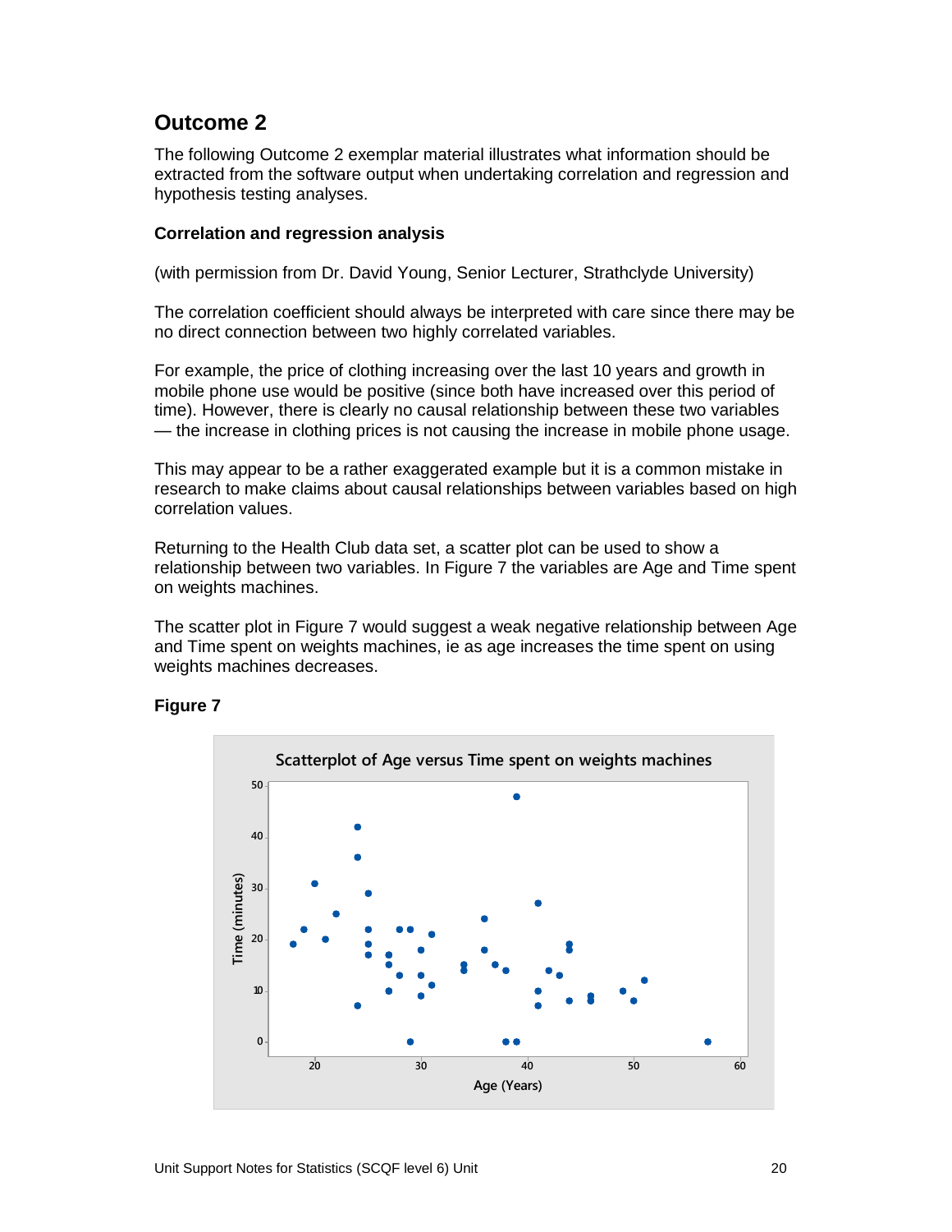## Outcome 2

The following Outcome 2 exemplar material illustrates what information should be extracted from the software output when undertaking correlation and regression and hypothesis testing analyses.

**Correlation and regression analysis**

(with permission from Dr. David Young, Senior Lecturer, Strathclyde University)

The correlation coefficient should always be interpreted with care since there may be no direct connection between two highly correlated variables.

For example, the price of clothing increasing over the last 10 years and growth in mobile phone use would be positive (since both have increased over this period of time). However, there is clearly no causal relationship between these two variables — the increase in clothing prices is not causing the increase in mobile phone usage.

This may appear to be a rather exaggerated example but it is a common mistake in research to make claims about causal relationships between variables based on high correlation values.

Returning to the Health Club data set, a scatter plot can be used to show a relationship between two variables. In Figure 7 the variables are Age and Time spent on weights machines.

The scatter plot in Figure 7 would suggest a weak negative relationship between Age and Time spent on weights machines, ie as age increases the time spent on using weights machines decreases.

**Figure 7**

Scatterplot of Age versus Time spent on weights machines

Time (minutes)

0
10
20
30
40
50

Age (Years)

20
30
40
50
60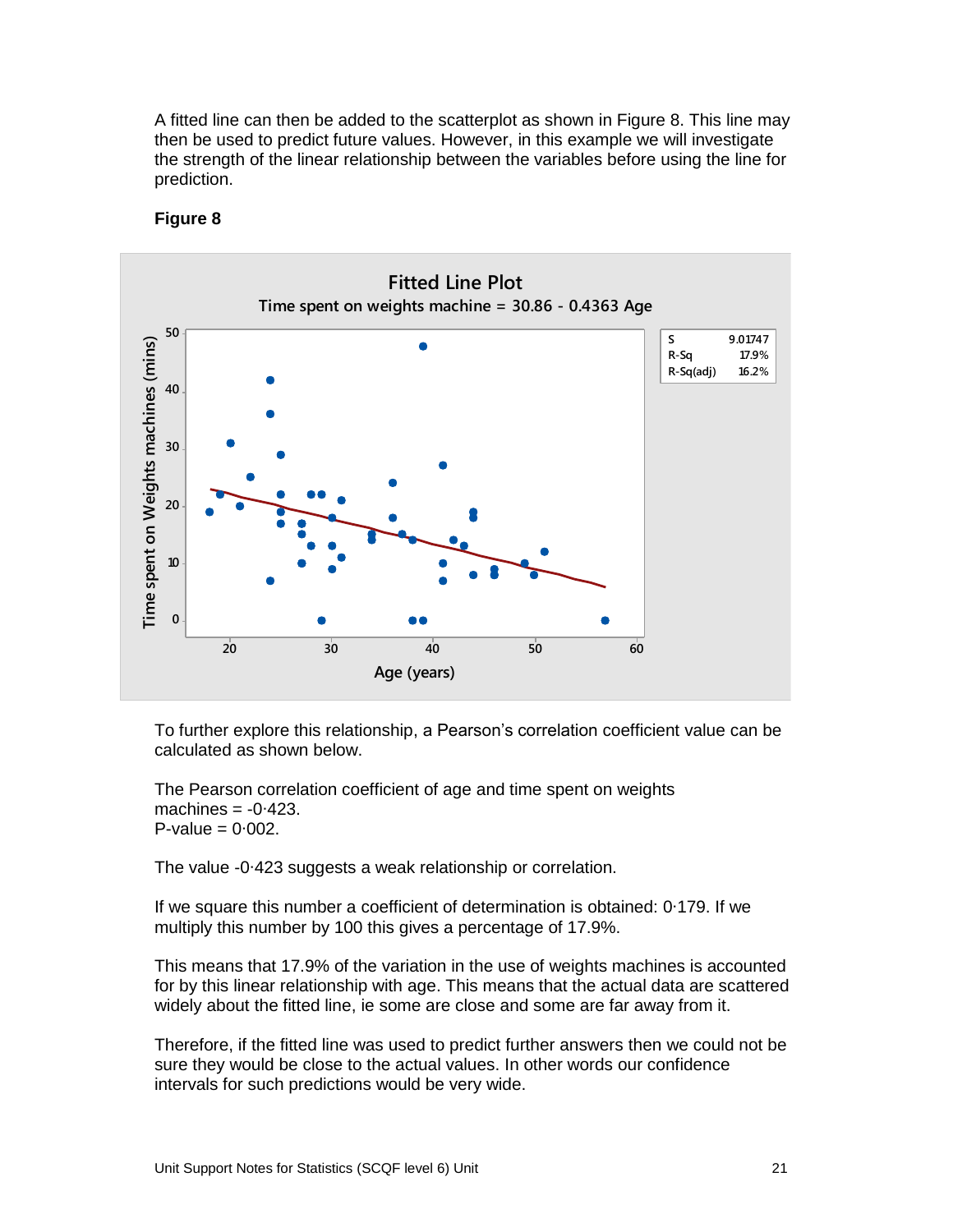A fitted line can then be added to the scatterplot as shown in Figure 8. This line may then be used to predict future values. However, in this example we will investigate the strength of the linear relationship between the variables before using the line for prediction.

**Figure 8**

Fitted Line Plot

Time spent on weights machine = 30.86 - 0.4363 Age

S 9.01747

R-Sq 17.9%

R-Sq(adj) 16.2%

Time spent on Weights machines (mins)

Age (years)

To further explore this relationship, a Pearson's correlation coefficient value can be calculated as shown below.

The Pearson correlation coefficient of age and time spent on weights machines = -0·423.
P-value = 0·002.

The value -0·423 suggests a weak relationship or correlation.

If we square this number a coefficient of determination is obtained: 0·179. If we multiply this number by 100 this gives a percentage of 17.9%.

This means that 17.9% of the variation in the use of weights machines is accounted for by this linear relationship with age. This means that the actual data are scattered widely about the fitted line, ie some are close and some are far away from it.

Therefore, if the fitted line was used to predict further answers then we could not be sure they would be close to the actual values. In other words our confidence intervals for such predictions would be very wide.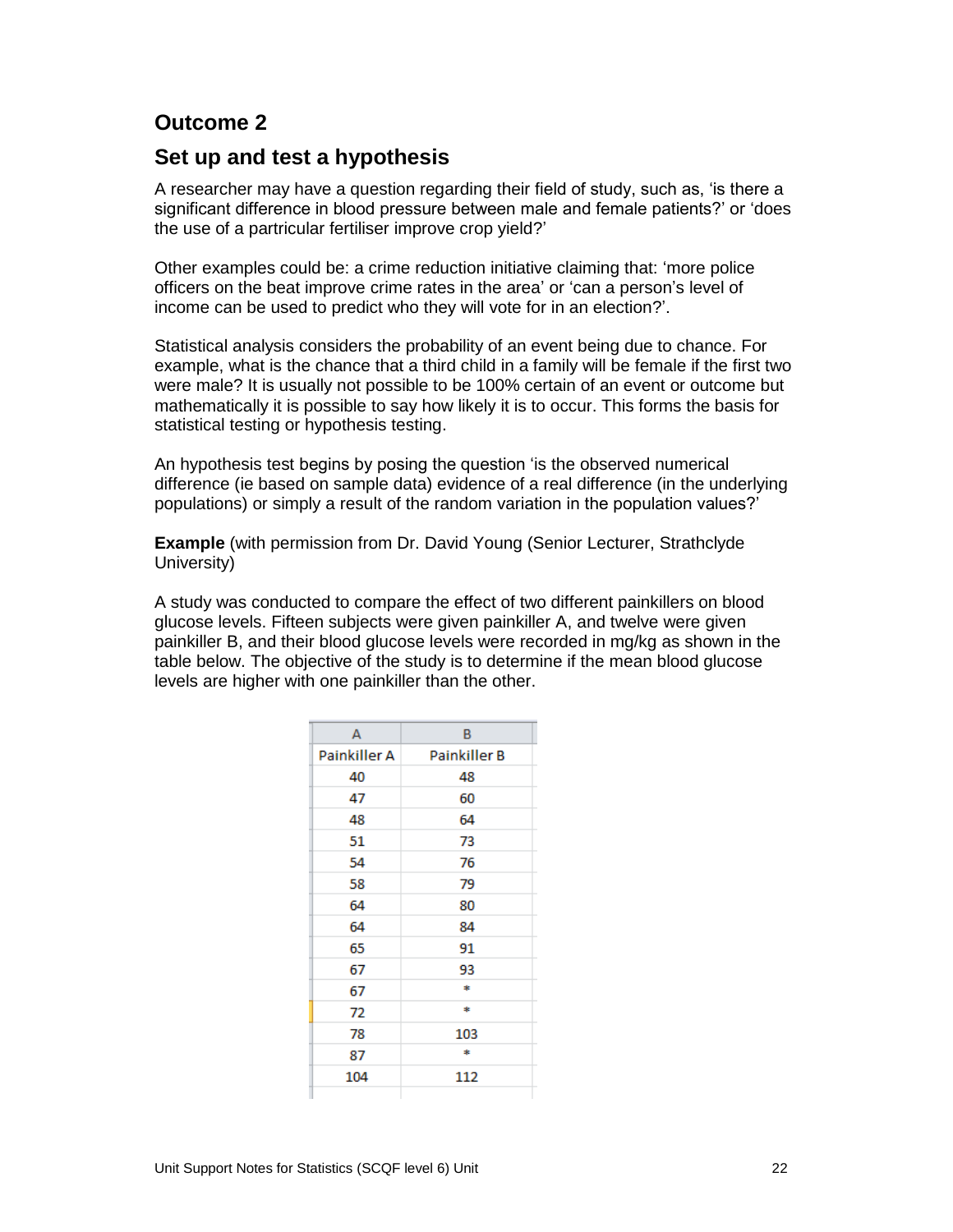## Outcome 2

## Set up and test a hypothesis

A researcher may have a question regarding their field of study, such as, 'is there a significant difference in blood pressure between male and female patients?' or 'does the use of a partricular fertiliser improve crop yield?'

Other examples could be: a crime reduction initiative claiming that: 'more police officers on the beat improve crime rates in the area' or 'can a person's level of income can be used to predict who they will vote for in an election?'.

Statistical analysis considers the probability of an event being due to chance. For example, what is the chance that a third child in a family will be female if the first two were male? It is usually not possible to be 100% certain of an event or outcome but mathematically it is possible to say how likely it is to occur. This forms the basis for statistical testing or hypothesis testing.

An hypothesis test begins by posing the question 'is the observed numerical difference (ie based on sample data) evidence of a real difference (in the underlying populations) or simply a result of the random variation in the population values?'

**Example** (with permission from Dr. David Young (Senior Lecturer, Strathclyde University)

A study was conducted to compare the effect of two different painkillers on blood glucose levels. Fifteen subjects were given painkiller A, and twelve were given painkiller B, and their blood glucose levels were recorded in mg/kg as shown in the table below. The objective of the study is to determine if the mean blood glucose levels are higher with one painkiller than the other.

| A | B |
|---|---|
| Painkiller A | Painkiller B |
| 40 | 48 |
| 47 | 60 |
| 48 | 64 |
| 51 | 73 |
| 54 | 76 |
| 58 | 79 |
| 64 | 80 |
| 64 | 84 |
| 65 | 91 |
| 67 | 93 |
| 67 | * |
| 72 | * |
| 78 | 103 |
| 87 | * |
| 104 | 112 |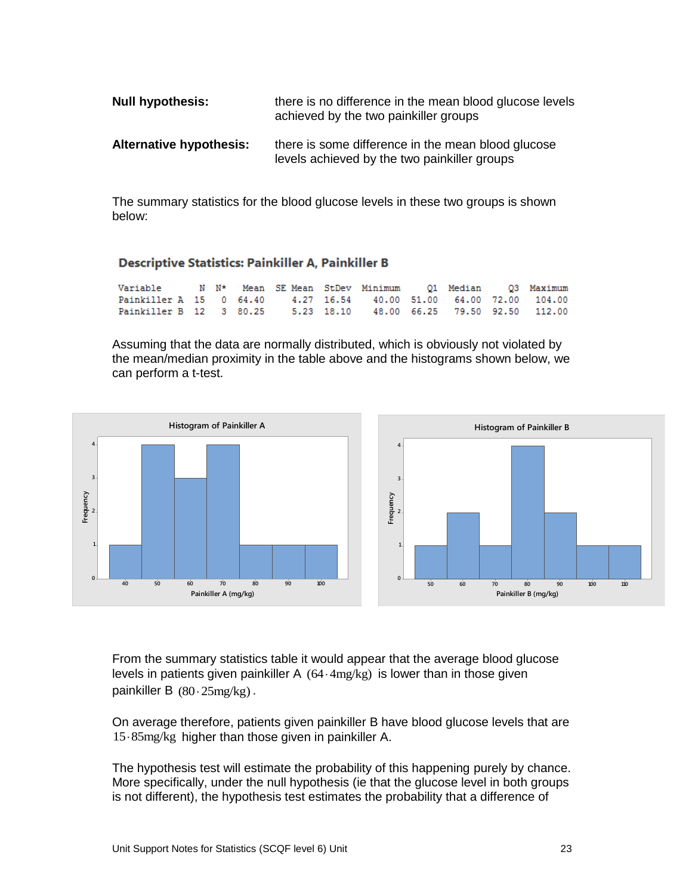**Null hypothesis:** there is no difference in the mean blood glucose levels achieved by the two painkiller groups

**Alternative hypothesis:** there is some difference in the mean blood glucose levels achieved by the two painkiller groups

The summary statistics for the blood glucose levels in these two groups is shown below:

**Descriptive Statistics: Painkiller A, Painkiller B**

| Variable | N | N* | Mean | SE Mean | StDev | Minimum | Q1 | Median | Q3 | Maximum |
|---|---|---|---|---|---|---|---|---|---|---|
| Painkiller A | 15 | 0 | 64.40 | 4.27 | 16.54 | 40.00 | 51.00 | 64.00 | 72.00 | 104.00 |
| Painkiller B | 12 | 3 | 80.25 | 5.23 | 18.10 | 48.00 | 66.25 | 79.50 | 92.50 | 112.00 |

Assuming that the data are normally distributed, which is obviously not violated by the mean/median proximity in the table above and the histograms shown below, we can perform a t-test.

Histogram of Painkiller A

Frequency

0
1
2
3
4

40
50
60
70
80
90
100

Painkiller A (mg/kg)

Histogram of Painkiller B

Frequency

0
1
2
3
4

50
60
70
80
90
100
110

Painkiller B (mg/kg)

From the summary statistics table it would appear that the average blood glucose levels in patients given painkiller A $(64 \cdot 4\text{mg/kg})$ is lower than in those given painkiller B $(80 \cdot 25\text{mg/kg})$.

On average therefore, patients given painkiller B have blood glucose levels that are $15 \cdot 85\text{mg/kg}$ higher than those given in painkiller A.

The hypothesis test will estimate the probability of this happening purely by chance. More specifically, under the null hypothesis (ie that the glucose level in both groups is not different), the hypothesis test estimates the probability that a difference of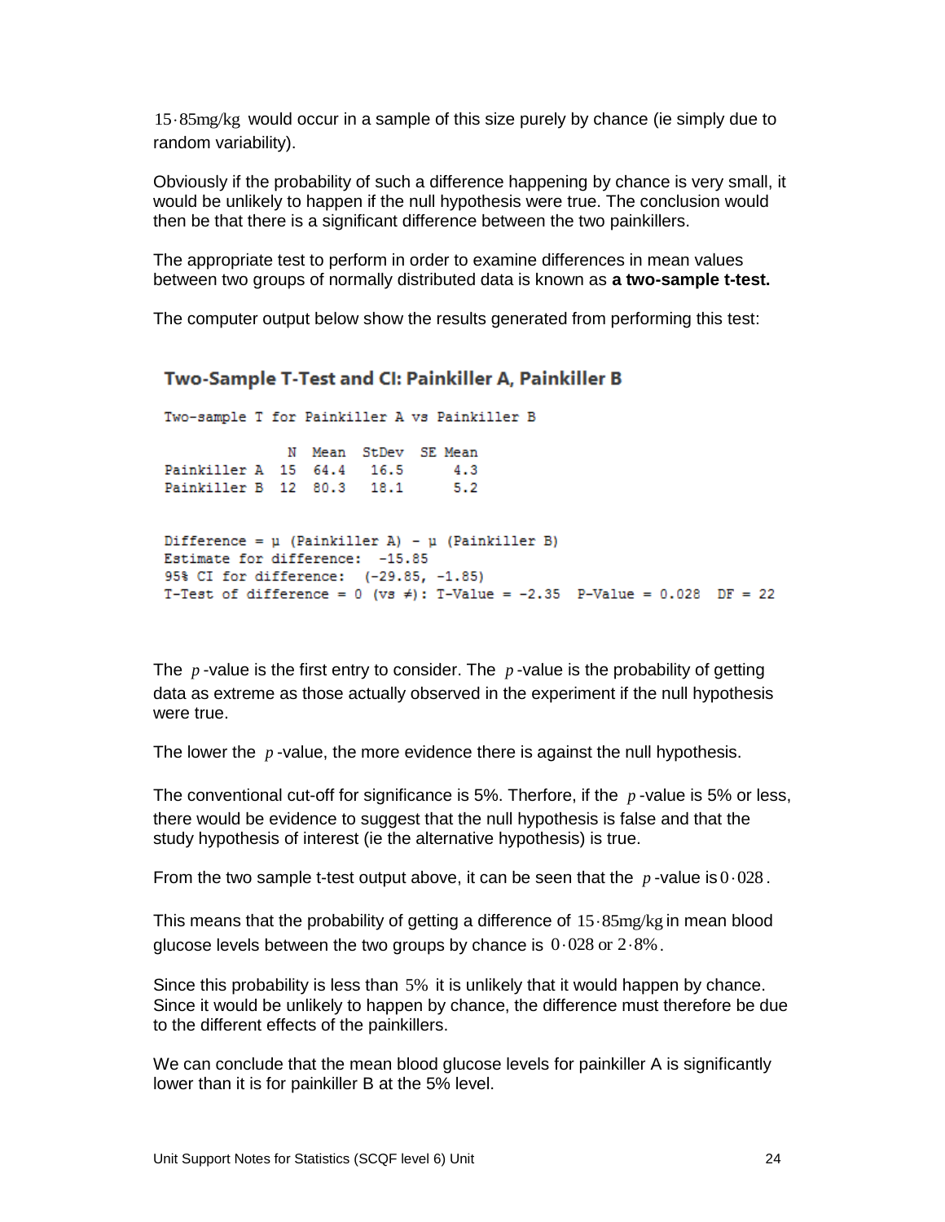$15 \cdot 85\text{mg/kg}$ would occur in a sample of this size purely by chance (ie simply due to random variability).

Obviously if the probability of such a difference happening by chance is very small, it would be unlikely to happen if the null hypothesis were true. The conclusion would then be that there is a significant difference between the two painkillers.

The appropriate test to perform in order to examine differences in mean values between two groups of normally distributed data is known as **a two-sample t-test.**

The computer output below show the results generated from performing this test:

**Two-Sample T-Test and CI: Painkiller A, Painkiller B**

```
Two-sample T for Painkiller A vs Painkiller B

               N  Mean  StDev  SE Mean
Painkiller A  15  64.4   16.5      4.3
Painkiller B  12  80.3   18.1      5.2


Difference = μ (Painkiller A) - μ (Painkiller B)
Estimate for difference:  -15.85
95% CI for difference:  (-29.85, -1.85)
T-Test of difference = 0 (vs ≠): T-Value = -2.35  P-Value = 0.028  DF = 22
```

The $p$-value is the first entry to consider. The $p$-value is the probability of getting data as extreme as those actually observed in the experiment if the null hypothesis were true.

The lower the $p$-value, the more evidence there is against the null hypothesis.

The conventional cut-off for significance is 5%. Therfore, if the $p$-value is 5% or less, there would be evidence to suggest that the null hypothesis is false and that the study hypothesis of interest (ie the alternative hypothesis) is true.

From the two sample t-test output above, it can be seen that the $p$-value is $0 \cdot 028$.

This means that the probability of getting a difference of $15 \cdot 85\text{mg/kg}$ in mean blood glucose levels between the two groups by chance is $0 \cdot 028$ or $2 \cdot 8\%$.

Since this probability is less than $5\%$ it is unlikely that it would happen by chance. Since it would be unlikely to happen by chance, the difference must therefore be due to the different effects of the painkillers.

We can conclude that the mean blood glucose levels for painkiller A is significantly lower than it is for painkiller B at the 5% level.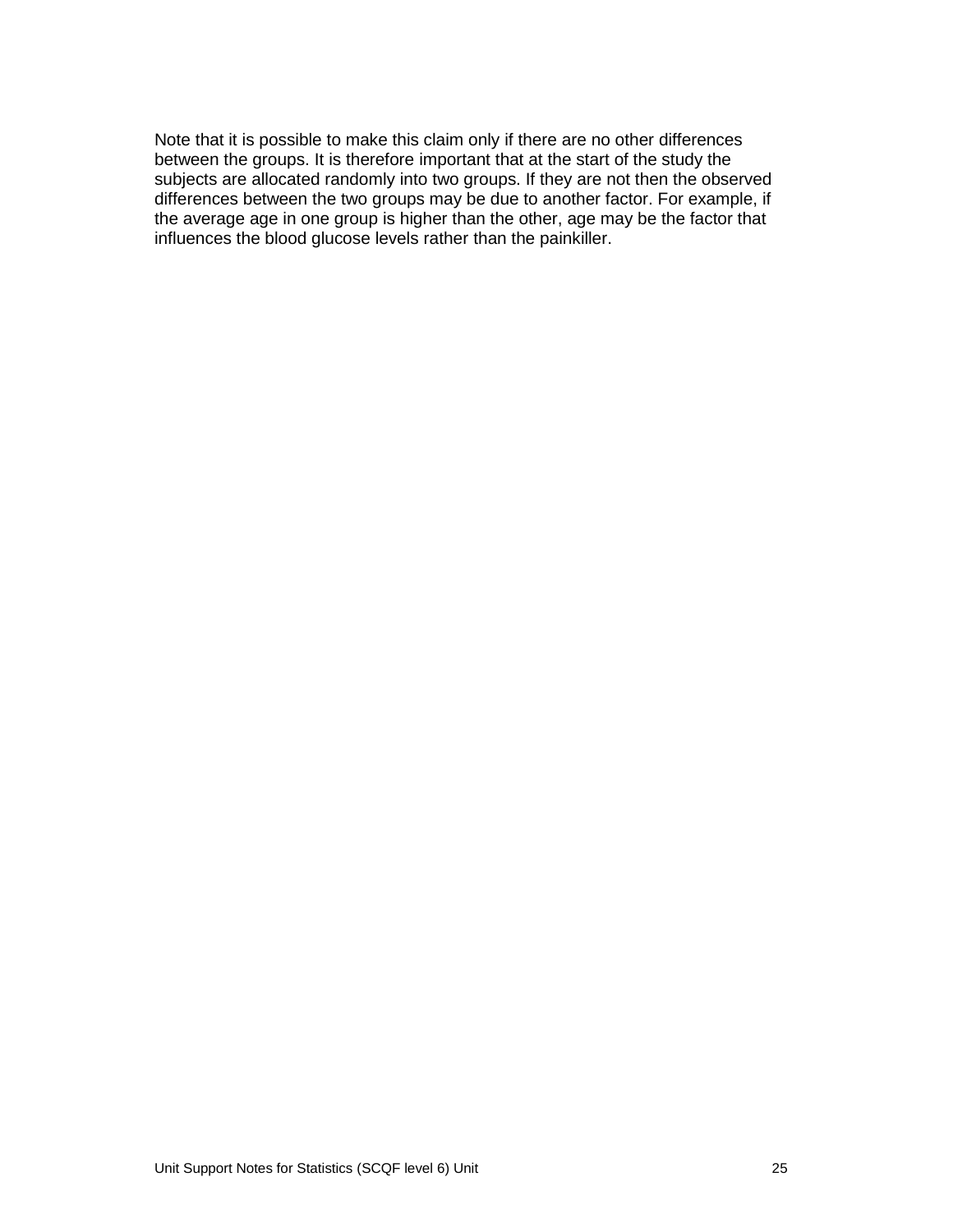Note that it is possible to make this claim only if there are no other differences between the groups. It is therefore important that at the start of the study the subjects are allocated randomly into two groups. If they are not then the observed differences between the two groups may be due to another factor. For example, if the average age in one group is higher than the other, age may be the factor that influences the blood glucose levels rather than the painkiller.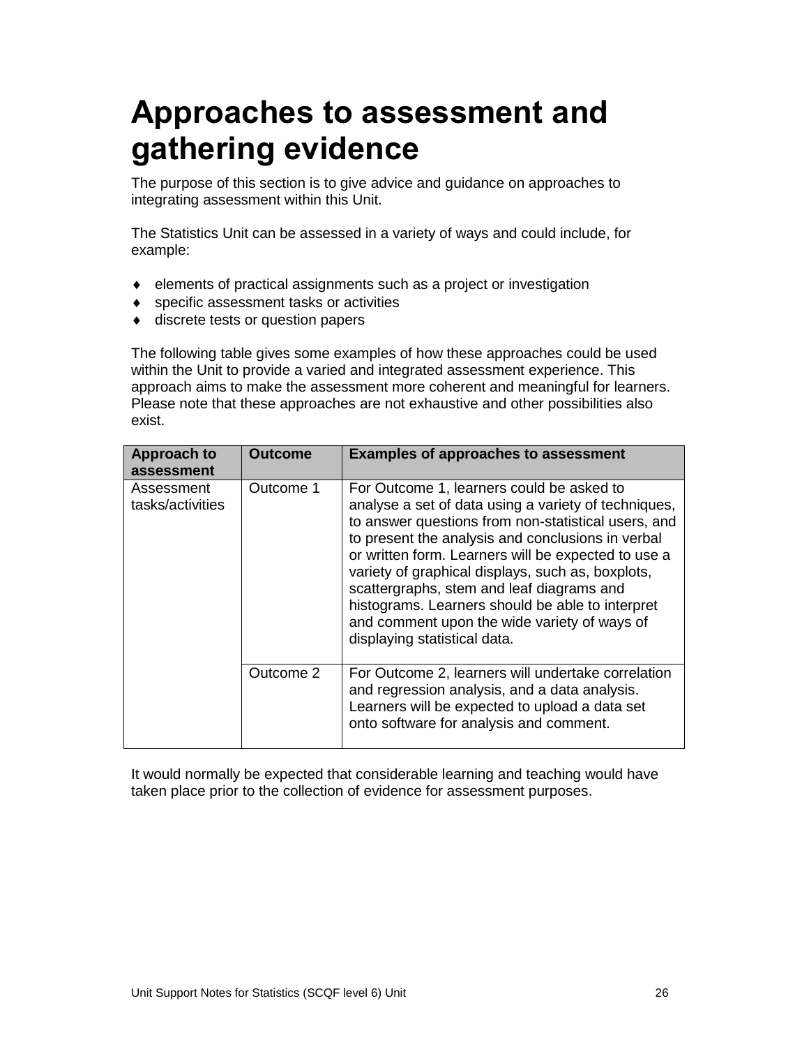# Approaches to assessment and gathering evidence

The purpose of this section is to give advice and guidance on approaches to integrating assessment within this Unit.

The Statistics Unit can be assessed in a variety of ways and could include, for example:

- elements of practical assignments such as a project or investigation
- specific assessment tasks or activities
- discrete tests or question papers

The following table gives some examples of how these approaches could be used within the Unit to provide a varied and integrated assessment experience. This approach aims to make the assessment more coherent and meaningful for learners. Please note that these approaches are not exhaustive and other possibilities also exist.

| Approach to assessment | Outcome | Examples of approaches to assessment |
|---|---|---|
| Assessment tasks/activities | Outcome 1 | For Outcome 1, learners could be asked to analyse a set of data using a variety of techniques, to answer questions from non-statistical users, and to present the analysis and conclusions in verbal or written form. Learners will be expected to use a variety of graphical displays, such as, boxplots, scattergraphs, stem and leaf diagrams and histograms. Learners should be able to interpret and comment upon the wide variety of ways of displaying statistical data. |
| | Outcome 2 | For Outcome 2, learners will undertake correlation and regression analysis, and a data analysis. Learners will be expected to upload a data set onto software for analysis and comment. |

It would normally be expected that considerable learning and teaching would have taken place prior to the collection of evidence for assessment purposes.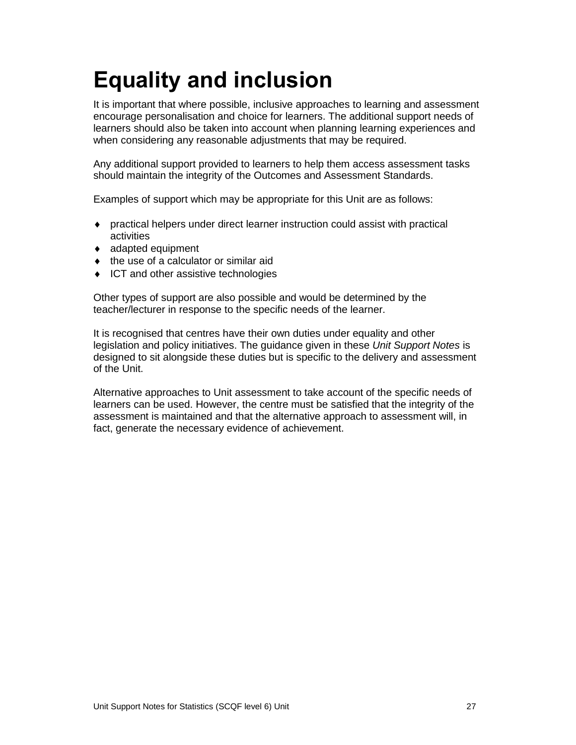# Equality and inclusion

It is important that where possible, inclusive approaches to learning and assessment encourage personalisation and choice for learners. The additional support needs of learners should also be taken into account when planning learning experiences and when considering any reasonable adjustments that may be required.

Any additional support provided to learners to help them access assessment tasks should maintain the integrity of the Outcomes and Assessment Standards.

Examples of support which may be appropriate for this Unit are as follows:

- practical helpers under direct learner instruction could assist with practical activities
- adapted equipment
- the use of a calculator or similar aid
- ICT and other assistive technologies

Other types of support are also possible and would be determined by the teacher/lecturer in response to the specific needs of the learner.

It is recognised that centres have their own duties under equality and other legislation and policy initiatives. The guidance given in these *Unit Support Notes* is designed to sit alongside these duties but is specific to the delivery and assessment of the Unit.

Alternative approaches to Unit assessment to take account of the specific needs of learners can be used. However, the centre must be satisfied that the integrity of the assessment is maintained and that the alternative approach to assessment will, in fact, generate the necessary evidence of achievement.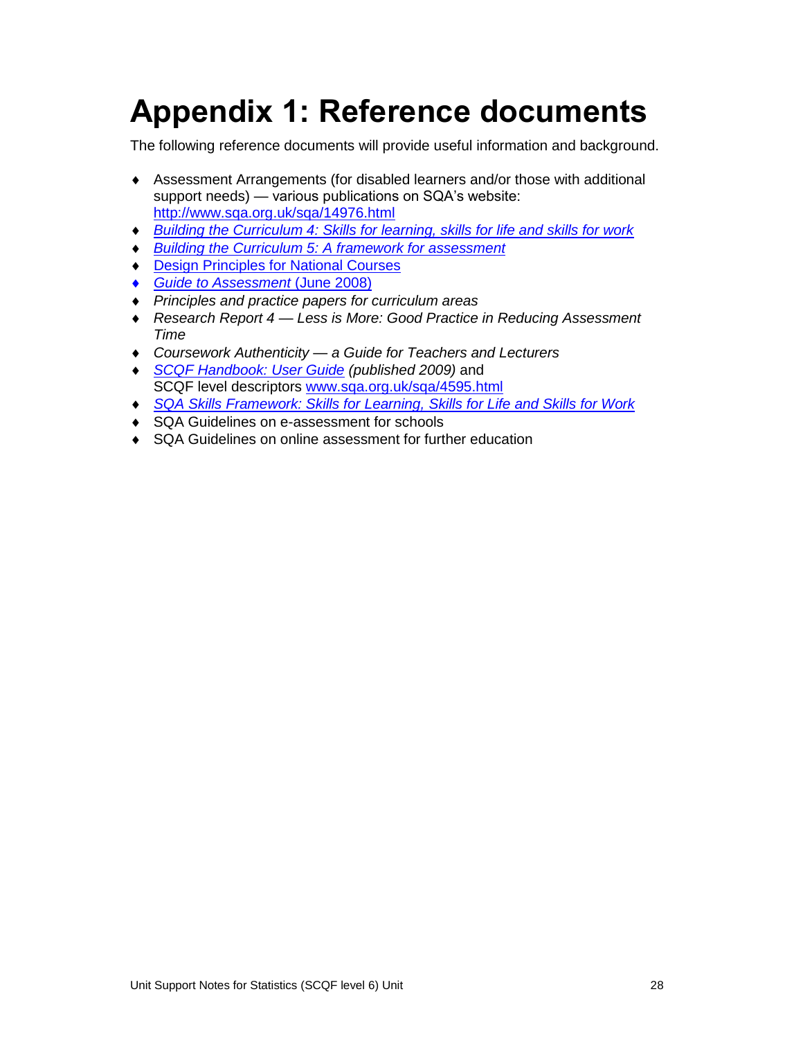# Appendix 1: Reference documents

The following reference documents will provide useful information and background.

- Assessment Arrangements (for disabled learners and/or those with additional support needs) — various publications on SQA's website: http://www.sqa.org.uk/sqa/14976.html
- *Building the Curriculum 4: Skills for learning, skills for life and skills for work*
- *Building the Curriculum 5: A framework for assessment*
- Design Principles for National Courses
- *Guide to Assessment* (June 2008)
- *Principles and practice papers for curriculum areas*
- *Research Report 4 — Less is More: Good Practice in Reducing Assessment Time*
- *Coursework Authenticity — a Guide for Teachers and Lecturers*
- *SCQF Handbook: User Guide (published 2009)* and SCQF level descriptors www.sqa.org.uk/sqa/4595.html
- *SQA Skills Framework: Skills for Learning, Skills for Life and Skills for Work*
- SQA Guidelines on e-assessment for schools
- SQA Guidelines on online assessment for further education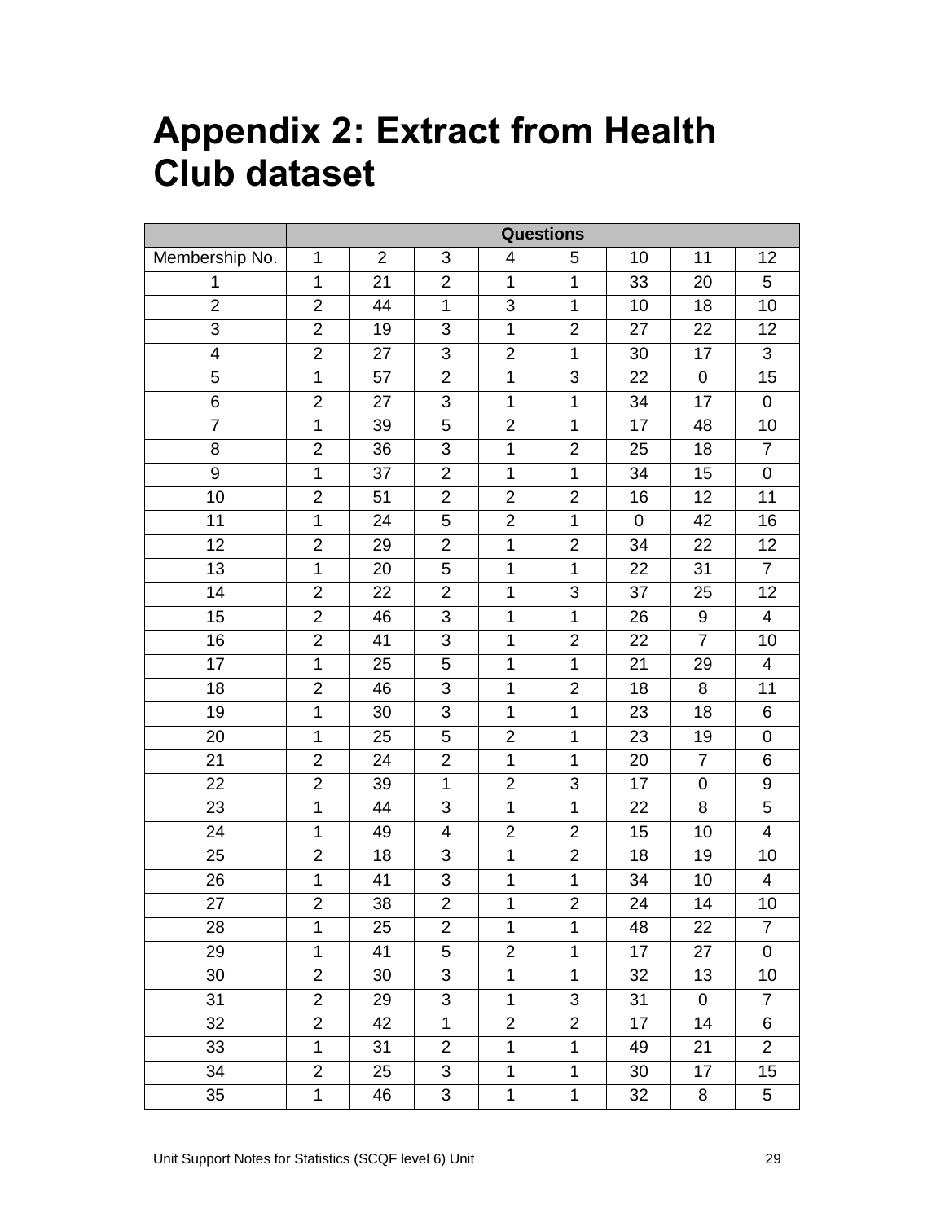# Appendix 2: Extract from Health Club dataset

| | Questions | | | | | | | |
|---|---|---|---|---|---|---|---|---|
| Membership No. | 1 | 2 | 3 | 4 | 5 | 10 | 11 | 12 |
| 1 | 1 | 21 | 2 | 1 | 1 | 33 | 20 | 5 |
| 2 | 2 | 44 | 1 | 3 | 1 | 10 | 18 | 10 |
| 3 | 2 | 19 | 3 | 1 | 2 | 27 | 22 | 12 |
| 4 | 2 | 27 | 3 | 2 | 1 | 30 | 17 | 3 |
| 5 | 1 | 57 | 2 | 1 | 3 | 22 | 0 | 15 |
| 6 | 2 | 27 | 3 | 1 | 1 | 34 | 17 | 0 |
| 7 | 1 | 39 | 5 | 2 | 1 | 17 | 48 | 10 |
| 8 | 2 | 36 | 3 | 1 | 2 | 25 | 18 | 7 |
| 9 | 1 | 37 | 2 | 1 | 1 | 34 | 15 | 0 |
| 10 | 2 | 51 | 2 | 2 | 2 | 16 | 12 | 11 |
| 11 | 1 | 24 | 5 | 2 | 1 | 0 | 42 | 16 |
| 12 | 2 | 29 | 2 | 1 | 2 | 34 | 22 | 12 |
| 13 | 1 | 20 | 5 | 1 | 1 | 22 | 31 | 7 |
| 14 | 2 | 22 | 2 | 1 | 3 | 37 | 25 | 12 |
| 15 | 2 | 46 | 3 | 1 | 1 | 26 | 9 | 4 |
| 16 | 2 | 41 | 3 | 1 | 2 | 22 | 7 | 10 |
| 17 | 1 | 25 | 5 | 1 | 1 | 21 | 29 | 4 |
| 18 | 2 | 46 | 3 | 1 | 2 | 18 | 8 | 11 |
| 19 | 1 | 30 | 3 | 1 | 1 | 23 | 18 | 6 |
| 20 | 1 | 25 | 5 | 2 | 1 | 23 | 19 | 0 |
| 21 | 2 | 24 | 2 | 1 | 1 | 20 | 7 | 6 |
| 22 | 2 | 39 | 1 | 2 | 3 | 17 | 0 | 9 |
| 23 | 1 | 44 | 3 | 1 | 1 | 22 | 8 | 5 |
| 24 | 1 | 49 | 4 | 2 | 2 | 15 | 10 | 4 |
| 25 | 2 | 18 | 3 | 1 | 2 | 18 | 19 | 10 |
| 26 | 1 | 41 | 3 | 1 | 1 | 34 | 10 | 4 |
| 27 | 2 | 38 | 2 | 1 | 2 | 24 | 14 | 10 |
| 28 | 1 | 25 | 2 | 1 | 1 | 48 | 22 | 7 |
| 29 | 1 | 41 | 5 | 2 | 1 | 17 | 27 | 0 |
| 30 | 2 | 30 | 3 | 1 | 1 | 32 | 13 | 10 |
| 31 | 2 | 29 | 3 | 1 | 3 | 31 | 0 | 7 |
| 32 | 2 | 42 | 1 | 2 | 2 | 17 | 14 | 6 |
| 33 | 1 | 31 | 2 | 1 | 1 | 49 | 21 | 2 |
| 34 | 2 | 25 | 3 | 1 | 1 | 30 | 17 | 15 |
| 35 | 1 | 46 | 3 | 1 | 1 | 32 | 8 | 5 |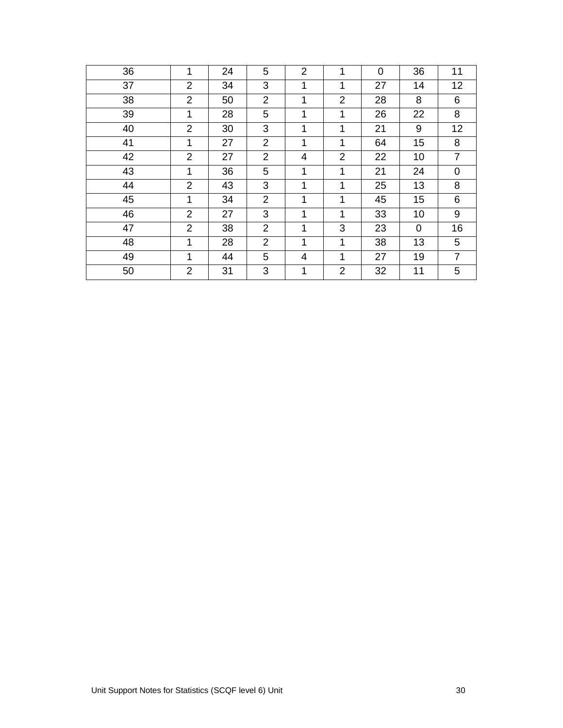| | | | | | | | | |
|---|---|---|---|---|---|---|---|---|
| 36 | 1 | 24 | 5 | 2 | 1 | 0 | 36 | 11 |
| 37 | 2 | 34 | 3 | 1 | 1 | 27 | 14 | 12 |
| 38 | 2 | 50 | 2 | 1 | 2 | 28 | 8 | 6 |
| 39 | 1 | 28 | 5 | 1 | 1 | 26 | 22 | 8 |
| 40 | 2 | 30 | 3 | 1 | 1 | 21 | 9 | 12 |
| 41 | 1 | 27 | 2 | 1 | 1 | 64 | 15 | 8 |
| 42 | 2 | 27 | 2 | 4 | 2 | 22 | 10 | 7 |
| 43 | 1 | 36 | 5 | 1 | 1 | 21 | 24 | 0 |
| 44 | 2 | 43 | 3 | 1 | 1 | 25 | 13 | 8 |
| 45 | 1 | 34 | 2 | 1 | 1 | 45 | 15 | 6 |
| 46 | 2 | 27 | 3 | 1 | 1 | 33 | 10 | 9 |
| 47 | 2 | 38 | 2 | 1 | 3 | 23 | 0 | 16 |
| 48 | 1 | 28 | 2 | 1 | 1 | 38 | 13 | 5 |
| 49 | 1 | 44 | 5 | 4 | 1 | 27 | 19 | 7 |
| 50 | 2 | 31 | 3 | 1 | 2 | 32 | 11 | 5 |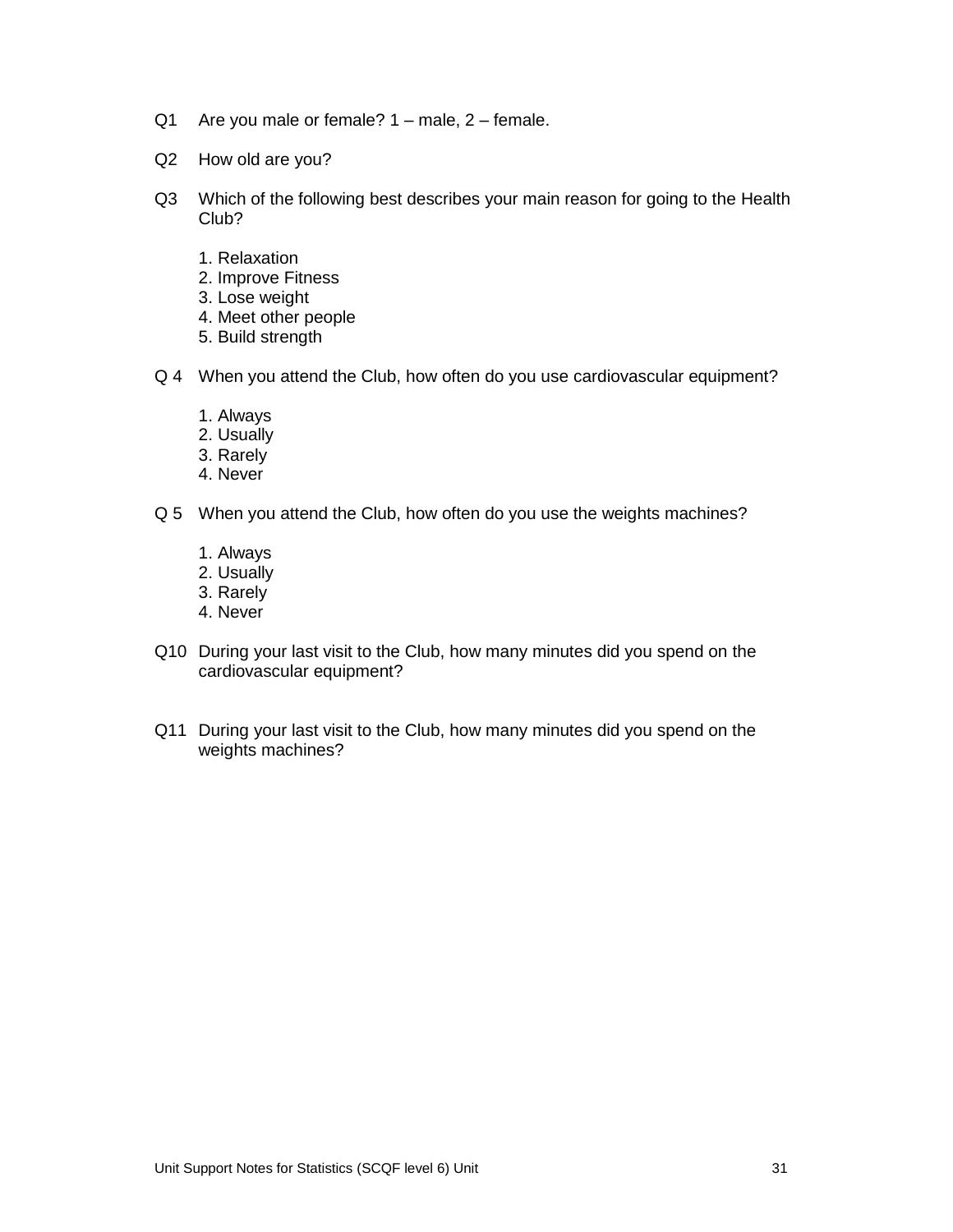Q1 Are you male or female? 1 – male, 2 – female.

Q2 How old are you?

Q3 Which of the following best describes your main reason for going to the Health Club?

1. Relaxation
2. Improve Fitness
3. Lose weight
4. Meet other people
5. Build strength

Q 4 When you attend the Club, how often do you use cardiovascular equipment?

1. Always
2. Usually
3. Rarely
4. Never

Q 5 When you attend the Club, how often do you use the weights machines?

1. Always
2. Usually
3. Rarely
4. Never

Q10 During your last visit to the Club, how many minutes did you spend on the cardiovascular equipment?

Q11 During your last visit to the Club, how many minutes did you spend on the weights machines?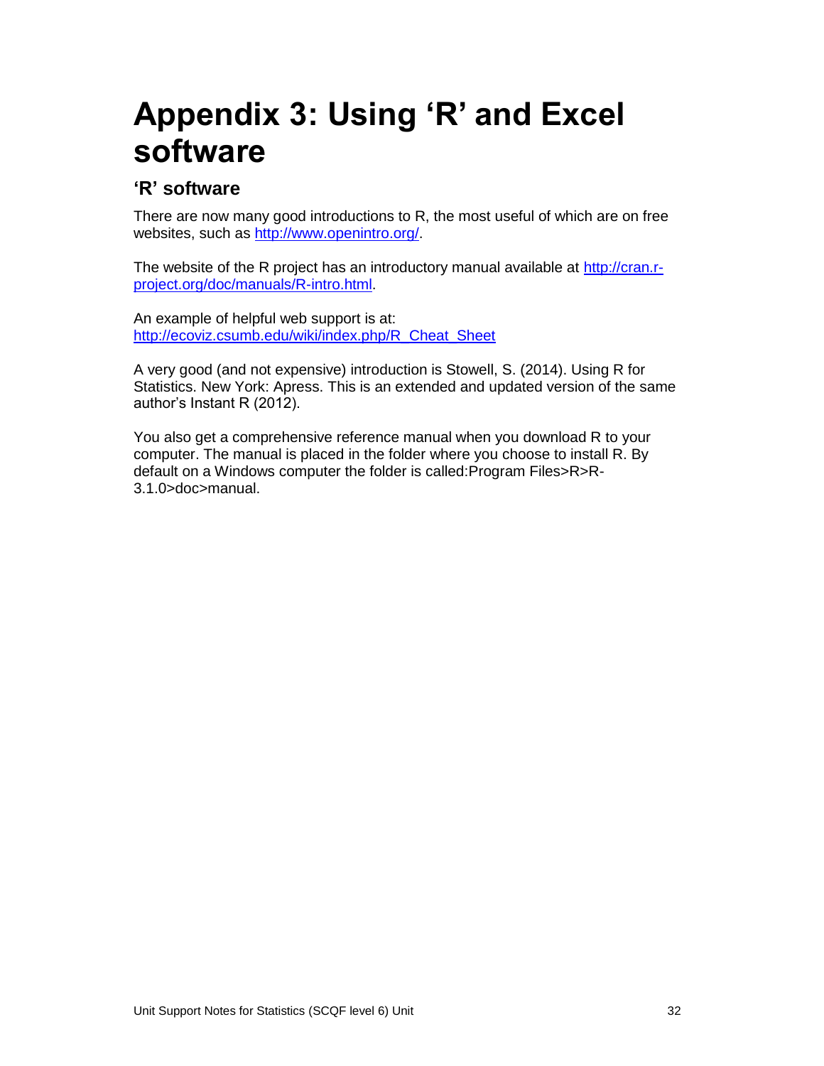# Appendix 3: Using 'R' and Excel software

## 'R' software

There are now many good introductions to R, the most useful of which are on free websites, such as http://www.openintro.org/.

The website of the R project has an introductory manual available at http://cran.r-project.org/doc/manuals/R-intro.html.

An example of helpful web support is at:
http://ecoviz.csumb.edu/wiki/index.php/R_Cheat_Sheet

A very good (and not expensive) introduction is Stowell, S. (2014). Using R for Statistics. New York: Apress. This is an extended and updated version of the same author's Instant R (2012).

You also get a comprehensive reference manual when you download R to your computer. The manual is placed in the folder where you choose to install R. By default on a Windows computer the folder is called:Program Files>R>R-3.1.0>doc>manual.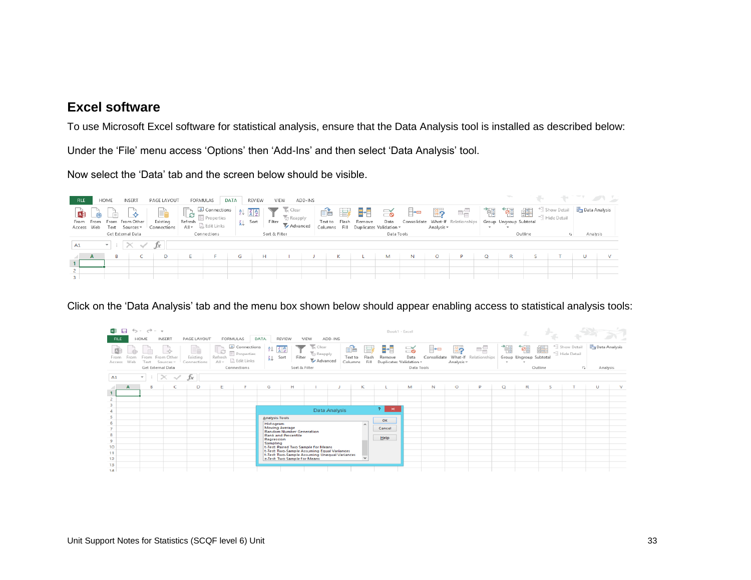## Excel software

To use Microsoft Excel software for statistical analysis, ensure that the Data Analysis tool is installed as described below:

Under the ‘File’ menu access ‘Options’ then ‘Add-Ins’ and then select ‘Data Analysis’ tool.

Now select the ‘Data’ tab and the screen below should be visible.

Click on the ‘Data Analysis’ tab and the menu box shown below should appear enabling access to statistical analysis tools: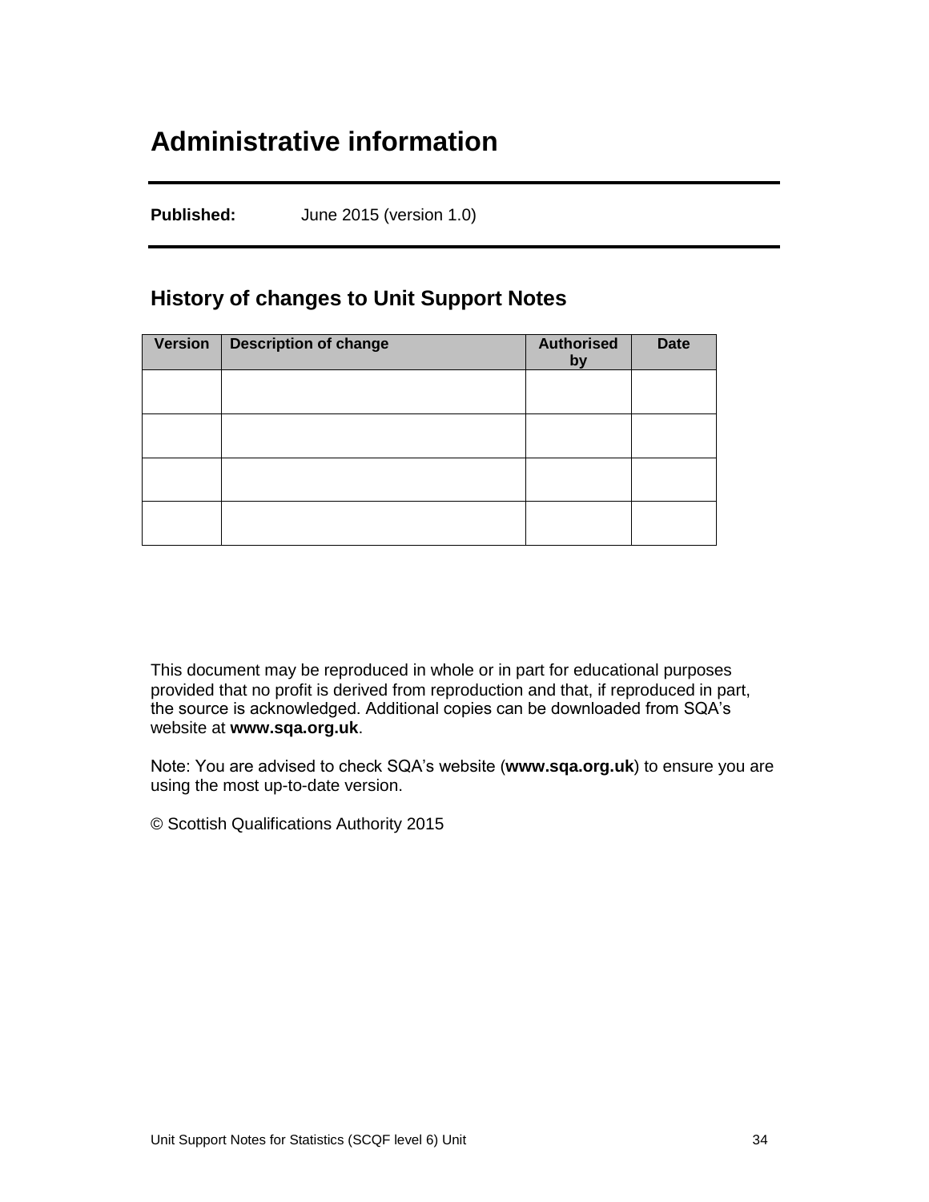# Administrative information

**Published:** June 2015 (version 1.0)

## History of changes to Unit Support Notes

| Version | Description of change | Authorised by | Date |
|---|---|---|---|
| | | | |
| | | | |
| | | | |
| | | | |

This document may be reproduced in whole or in part for educational purposes provided that no profit is derived from reproduction and that, if reproduced in part, the source is acknowledged. Additional copies can be downloaded from SQA's website at **www.sqa.org.uk**.

Note: You are advised to check SQA's website (**www.sqa.org.uk**) to ensure you are using the most up-to-date version.

© Scottish Qualifications Authority 2015